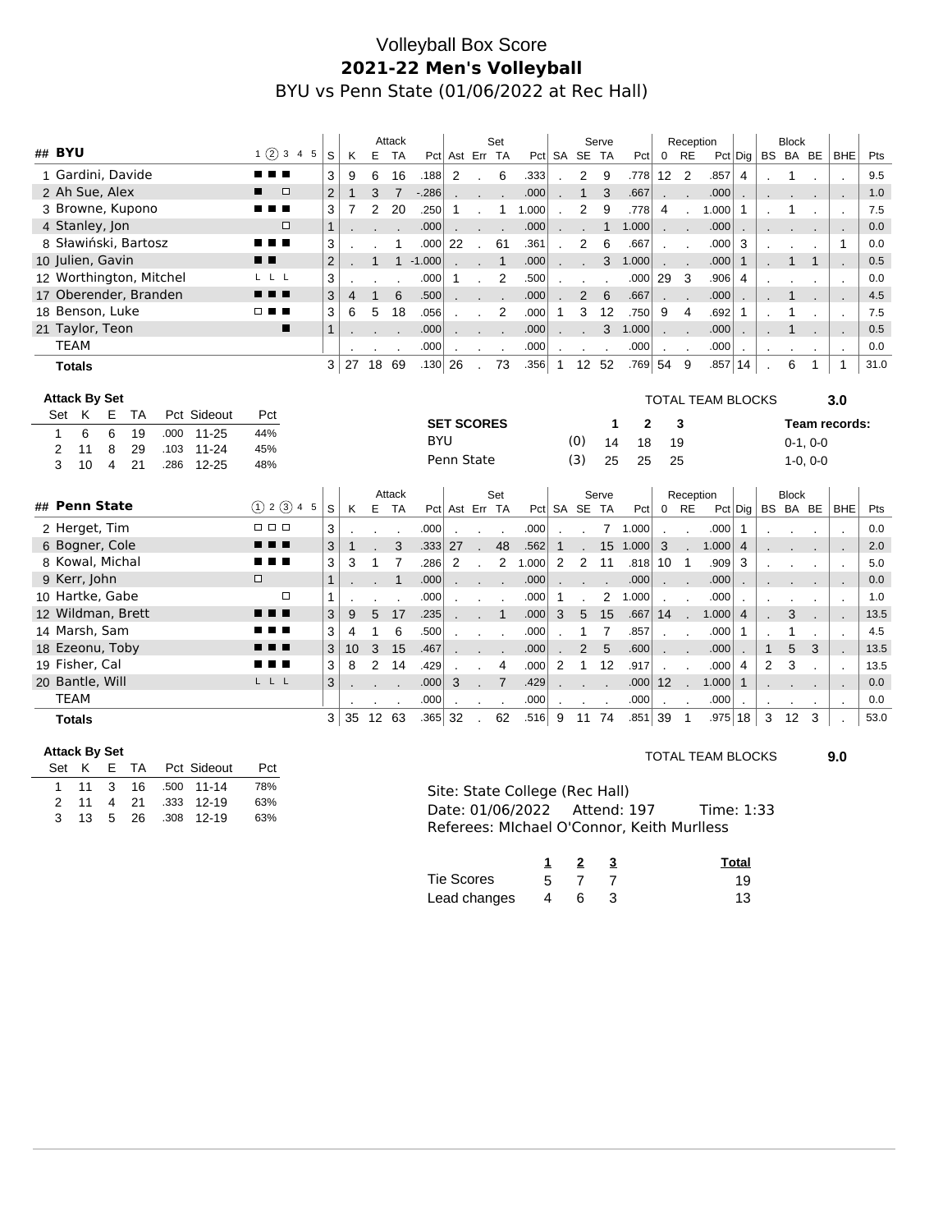# Volleyball Box Score

## 2021-22 Men's Volleyball

BYU vs Penn State (01/06/2022 at Rec Hall)

| ## | BYU | 1 (2) 3 4 5 | S | K | E | TA | Pct | Ast | Err | TA | Pct | SA | SE | TA | Pct | 0 | RE | Pct | Dig | BS | BA | BE | BHE | Pts |
|---|---|---|---|---|---|---|---|---|---|---|---|---|---|---|---|---|---|---|---|---|---|---|---|---|
| | | | | Attack | | | | Set | | | | Serve | | | | Reception | | | | Block | | | | |
| 1 | Gardini, Davide | ■ ■ ■ | 3 | 9 | 6 | 16 | .188 | 2 | . | 6 | .333 | . | 2 | 9 | .778 | 12 | 2 | .857 | 4 | . | 1 | . | . | 9.5 |
| 2 | Ah Sue, Alex | ■ □ | 2 | 1 | 3 | 7 | -.286 | . | . | . | .000 | . | 1 | 3 | .667 | . | . | .000 | . | . | . | . | . | 1.0 |
| 3 | Browne, Kupono | ■ ■ ■ | 3 | 7 | 2 | 20 | .250 | 1 | . | 1 | 1.000 | . | 2 | 9 | .778 | 4 | . | 1.000 | 1 | . | 1 | . | . | 7.5 |
| 4 | Stanley, Jon | □ | 1 | . | . | . | .000 | . | . | . | .000 | . | . | 1 | 1.000 | . | . | .000 | . | . | . | . | . | 0.0 |
| 8 | Sławiński, Bartosz | ■ ■ ■ | 3 | . | . | 1 | .000 | 22 | . | 61 | .361 | . | 2 | 6 | .667 | . | . | .000 | 3 | . | . | . | 1 | 0.0 |
| 10 | Julien, Gavin | ■ ■ | 2 | . | 1 | 1 | -1.000 | . | . | 1 | .000 | . | . | 3 | 1.000 | . | . | .000 | 1 | . | 1 | 1 | . | 0.5 |
| 12 | Worthington, Mitchel | L L L | 3 | . | . | . | .000 | 1 | . | 2 | .500 | . | . | . | .000 | 29 | 3 | .906 | 4 | . | . | . | . | 0.0 |
| 17 | Oberender, Branden | ■ ■ ■ | 3 | 4 | 1 | 6 | .500 | . | . | . | .000 | . | 2 | 6 | .667 | . | . | .000 | . | . | 1 | . | . | 4.5 |
| 18 | Benson, Luke | □ ■ ■ | 3 | 6 | 5 | 18 | .056 | . | . | 2 | .000 | 1 | 3 | 12 | .750 | 9 | 4 | .692 | 1 | . | 1 | . | . | 7.5 |
| 21 | Taylor, Teon | ■ | 1 | . | . | . | .000 | . | . | . | .000 | . | . | 3 | 1.000 | . | . | .000 | . | . | 1 | . | . | 0.5 |
| | TEAM | | | . | . | . | .000 | . | . | . | .000 | . | . | . | .000 | . | . | .000 | . | . | . | . | . | 0.0 |
| | **Totals** | | 3 | 27 | 18 | 69 | .130 | 26 | . | 73 | .356 | 1 | 12 | 52 | .769 | 54 | 9 | .857 | 14 | . | 6 | 1 | 1 | 31.0 |

**Attack By Set**

| Set | K | E | TA | Pct | Sideout | Pct |
|---|---|---|---|---|---|---|
| 1 | 6 | 6 | 19 | .000 | 11-25 | 44% |
| 2 | 11 | 8 | 29 | .103 | 11-24 | 45% |
| 3 | 10 | 4 | 21 | .286 | 12-25 | 48% |

TOTAL TEAM BLOCKS **3.0**

| SET SCORES | | 1 | 2 | 3 | Team records: |
|---|---|---|---|---|---|
| BYU | (0) | 14 | 18 | 19 | 0-1, 0-0 |
| Penn State | (3) | 25 | 25 | 25 | 1-0, 0-0 |

| ## | Penn State | (1) 2 (3) 4 5 | S | K | E | TA | Pct | Ast | Err | TA | Pct | SA | SE | TA | Pct | 0 | RE | Pct | Dig | BS | BA | BE | BHE | Pts |
|---|---|---|---|---|---|---|---|---|---|---|---|---|---|---|---|---|---|---|---|---|---|---|---|---|
| | | | | Attack | | | | Set | | | | Serve | | | | Reception | | | | Block | | | | |
| 2 | Herget, Tim | □ □ □ | 3 | . | . | . | .000 | . | . | . | .000 | . | . | 7 | 1.000 | . | . | .000 | 1 | . | . | . | . | 0.0 |
| 6 | Bogner, Cole | ■ ■ ■ | 3 | 1 | . | 3 | .333 | 27 | . | 48 | .562 | 1 | . | 15 | 1.000 | 3 | . | 1.000 | 4 | . | . | . | . | 2.0 |
| 8 | Kowal, Michal | ■ ■ ■ | 3 | 3 | 1 | 7 | .286 | 2 | . | 2 | 1.000 | 2 | 2 | 11 | .818 | 10 | 1 | .909 | 3 | . | . | . | . | 5.0 |
| 9 | Kerr, John | □ | 1 | . | . | 1 | .000 | . | . | . | .000 | . | . | . | .000 | . | . | .000 | . | . | . | . | . | 0.0 |
| 10 | Hartke, Gabe | □ | 1 | . | . | . | .000 | . | . | . | .000 | 1 | . | 2 | 1.000 | . | . | .000 | . | . | . | . | . | 1.0 |
| 12 | Wildman, Brett | ■ ■ ■ | 3 | 9 | 5 | 17 | .235 | . | . | 1 | .000 | 3 | 5 | 15 | .667 | 14 | . | 1.000 | 4 | . | 3 | . | . | 13.5 |
| 14 | Marsh, Sam | ■ ■ ■ | 3 | 4 | 1 | 6 | .500 | . | . | . | .000 | . | 1 | 7 | .857 | . | . | .000 | 1 | . | 1 | . | . | 4.5 |
| 18 | Ezeonu, Toby | ■ ■ ■ | 3 | 10 | 3 | 15 | .467 | . | . | . | .000 | . | 2 | 5 | .600 | . | . | .000 | . | 1 | 5 | 3 | . | 13.5 |
| 19 | Fisher, Cal | ■ ■ ■ | 3 | 8 | 2 | 14 | .429 | . | . | 4 | .000 | 2 | 1 | 12 | .917 | . | . | .000 | 4 | 2 | 3 | . | . | 13.5 |
| 20 | Bantle, Will | L L L | 3 | . | . | . | .000 | 3 | . | 7 | .429 | . | . | . | .000 | 12 | . | 1.000 | 1 | . | . | . | . | 0.0 |
| | TEAM | | | . | . | . | .000 | . | . | . | .000 | . | . | . | .000 | . | . | .000 | . | . | . | . | . | 0.0 |
| | **Totals** | | 3 | 35 | 12 | 63 | .365 | 32 | . | 62 | .516 | 9 | 11 | 74 | .851 | 39 | 1 | .975 | 18 | 3 | 12 | 3 | . | 53.0 |

**Attack By Set**

| Set | K | E | TA | Pct | Sideout | Pct |
|---|---|---|---|---|---|---|
| 1 | 11 | 3 | 16 | .500 | 11-14 | 78% |
| 2 | 11 | 4 | 21 | .333 | 12-19 | 63% |
| 3 | 13 | 5 | 26 | .308 | 12-19 | 63% |

TOTAL TEAM BLOCKS **9.0**

Site: State College (Rec Hall)
Date: 01/06/2022 Attend: 197 Time: 1:33
Referees: MIchael O'Connor, Keith Murlless

| | 1 | 2 | 3 | Total |
|---|---|---|---|---|
| Tie Scores | 5 | 7 | 7 | 19 |
| Lead changes | 4 | 6 | 3 | 13 |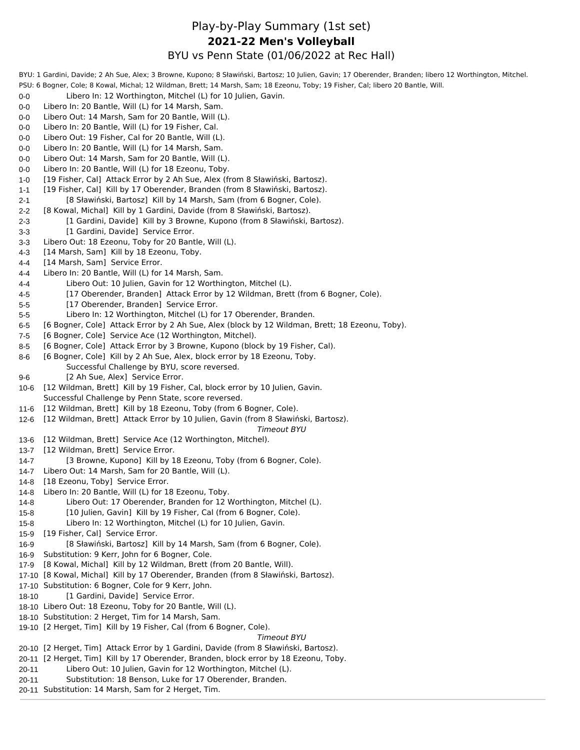# Play-by-Play Summary (1st set)

## 2021-22 Men's Volleyball

### BYU vs Penn State (01/06/2022 at Rec Hall)

BYU: 1 Gardini, Davide; 2 Ah Sue, Alex; 3 Browne, Kupono; 8 Sławiński, Bartosz; 10 Julien, Gavin; 17 Oberender, Branden; libero 12 Worthington, Mitchel.

PSU: 6 Bogner, Cole; 8 Kowal, Michal; 12 Wildman, Brett; 14 Marsh, Sam; 18 Ezeonu, Toby; 19 Fisher, Cal; libero 20 Bantle, Will.

| Score | Play |
|---|---|
| 0-0 | Libero In: 12 Worthington, Mitchel (L) for 10 Julien, Gavin. |
| 0-0 | Libero In: 20 Bantle, Will (L) for 14 Marsh, Sam. |
| 0-0 | Libero Out: 14 Marsh, Sam for 20 Bantle, Will (L). |
| 0-0 | Libero In: 20 Bantle, Will (L) for 19 Fisher, Cal. |
| 0-0 | Libero Out: 19 Fisher, Cal for 20 Bantle, Will (L). |
| 0-0 | Libero In: 20 Bantle, Will (L) for 14 Marsh, Sam. |
| 0-0 | Libero Out: 14 Marsh, Sam for 20 Bantle, Will (L). |
| 0-0 | Libero In: 20 Bantle, Will (L) for 18 Ezeonu, Toby. |
| 1-0 | [19 Fisher, Cal] Attack Error by 2 Ah Sue, Alex (from 8 Sławiński, Bartosz). |
| 1-1 | [19 Fisher, Cal] Kill by 17 Oberender, Branden (from 8 Sławiński, Bartosz). |
| 2-1 | [8 Sławiński, Bartosz] Kill by 14 Marsh, Sam (from 6 Bogner, Cole). |
| 2-2 | [8 Kowal, Michal] Kill by 1 Gardini, Davide (from 8 Sławiński, Bartosz). |
| 2-3 | [1 Gardini, Davide] Kill by 3 Browne, Kupono (from 8 Sławiński, Bartosz). |
| 3-3 | [1 Gardini, Davide] Service Error. |
| 3-3 | Libero Out: 18 Ezeonu, Toby for 20 Bantle, Will (L). |
| 4-3 | [14 Marsh, Sam] Kill by 18 Ezeonu, Toby. |
| 4-4 | [14 Marsh, Sam] Service Error. |
| 4-4 | Libero In: 20 Bantle, Will (L) for 14 Marsh, Sam. |
| 4-4 | Libero Out: 10 Julien, Gavin for 12 Worthington, Mitchel (L). |
| 4-5 | [17 Oberender, Branden] Attack Error by 12 Wildman, Brett (from 6 Bogner, Cole). |
| 5-5 | [17 Oberender, Branden] Service Error. |
| 5-5 | Libero In: 12 Worthington, Mitchel (L) for 17 Oberender, Branden. |
| 6-5 | [6 Bogner, Cole] Attack Error by 2 Ah Sue, Alex (block by 12 Wildman, Brett; 18 Ezeonu, Toby). |
| 7-5 | [6 Bogner, Cole] Service Ace (12 Worthington, Mitchel). |
| 8-5 | [6 Bogner, Cole] Attack Error by 3 Browne, Kupono (block by 19 Fisher, Cal). |
| 8-6 | [6 Bogner, Cole] Kill by 2 Ah Sue, Alex, block error by 18 Ezeonu, Toby. |
| | Successful Challenge by BYU, score reversed. |
| 9-6 | [2 Ah Sue, Alex] Service Error. |
| 10-6 | [12 Wildman, Brett] Kill by 19 Fisher, Cal, block error by 10 Julien, Gavin. |
| | Successful Challenge by Penn State, score reversed. |
| 11-6 | [12 Wildman, Brett] Kill by 18 Ezeonu, Toby (from 6 Bogner, Cole). |
| 12-6 | [12 Wildman, Brett] Attack Error by 10 Julien, Gavin (from 8 Sławiński, Bartosz). |
| | *Timeout BYU* |
| 13-6 | [12 Wildman, Brett] Service Ace (12 Worthington, Mitchel). |
| 13-7 | [12 Wildman, Brett] Service Error. |
| 14-7 | [3 Browne, Kupono] Kill by 18 Ezeonu, Toby (from 6 Bogner, Cole). |
| 14-7 | Libero Out: 14 Marsh, Sam for 20 Bantle, Will (L). |
| 14-8 | [18 Ezeonu, Toby] Service Error. |
| 14-8 | Libero In: 20 Bantle, Will (L) for 18 Ezeonu, Toby. |
| 14-8 | Libero Out: 17 Oberender, Branden for 12 Worthington, Mitchel (L). |
| 15-8 | [10 Julien, Gavin] Kill by 19 Fisher, Cal (from 6 Bogner, Cole). |
| 15-8 | Libero In: 12 Worthington, Mitchel (L) for 10 Julien, Gavin. |
| 15-9 | [19 Fisher, Cal] Service Error. |
| 16-9 | [8 Sławiński, Bartosz] Kill by 14 Marsh, Sam (from 6 Bogner, Cole). |
| 16-9 | Substitution: 9 Kerr, John for 6 Bogner, Cole. |
| 17-9 | [8 Kowal, Michal] Kill by 12 Wildman, Brett (from 20 Bantle, Will). |
| 17-10 | [8 Kowal, Michal] Kill by 17 Oberender, Branden (from 8 Sławiński, Bartosz). |
| 17-10 | Substitution: 6 Bogner, Cole for 9 Kerr, John. |
| 18-10 | [1 Gardini, Davide] Service Error. |
| 18-10 | Libero Out: 18 Ezeonu, Toby for 20 Bantle, Will (L). |
| 18-10 | Substitution: 2 Herget, Tim for 14 Marsh, Sam. |
| 19-10 | [2 Herget, Tim] Kill by 19 Fisher, Cal (from 6 Bogner, Cole). |
| | *Timeout BYU* |
| 20-10 | [2 Herget, Tim] Attack Error by 1 Gardini, Davide (from 8 Sławiński, Bartosz). |
| 20-11 | [2 Herget, Tim] Kill by 17 Oberender, Branden, block error by 18 Ezeonu, Toby. |
| 20-11 | Libero Out: 10 Julien, Gavin for 12 Worthington, Mitchel (L). |
| 20-11 | Substitution: 18 Benson, Luke for 17 Oberender, Branden. |
| 20-11 | Substitution: 14 Marsh, Sam for 2 Herget, Tim. |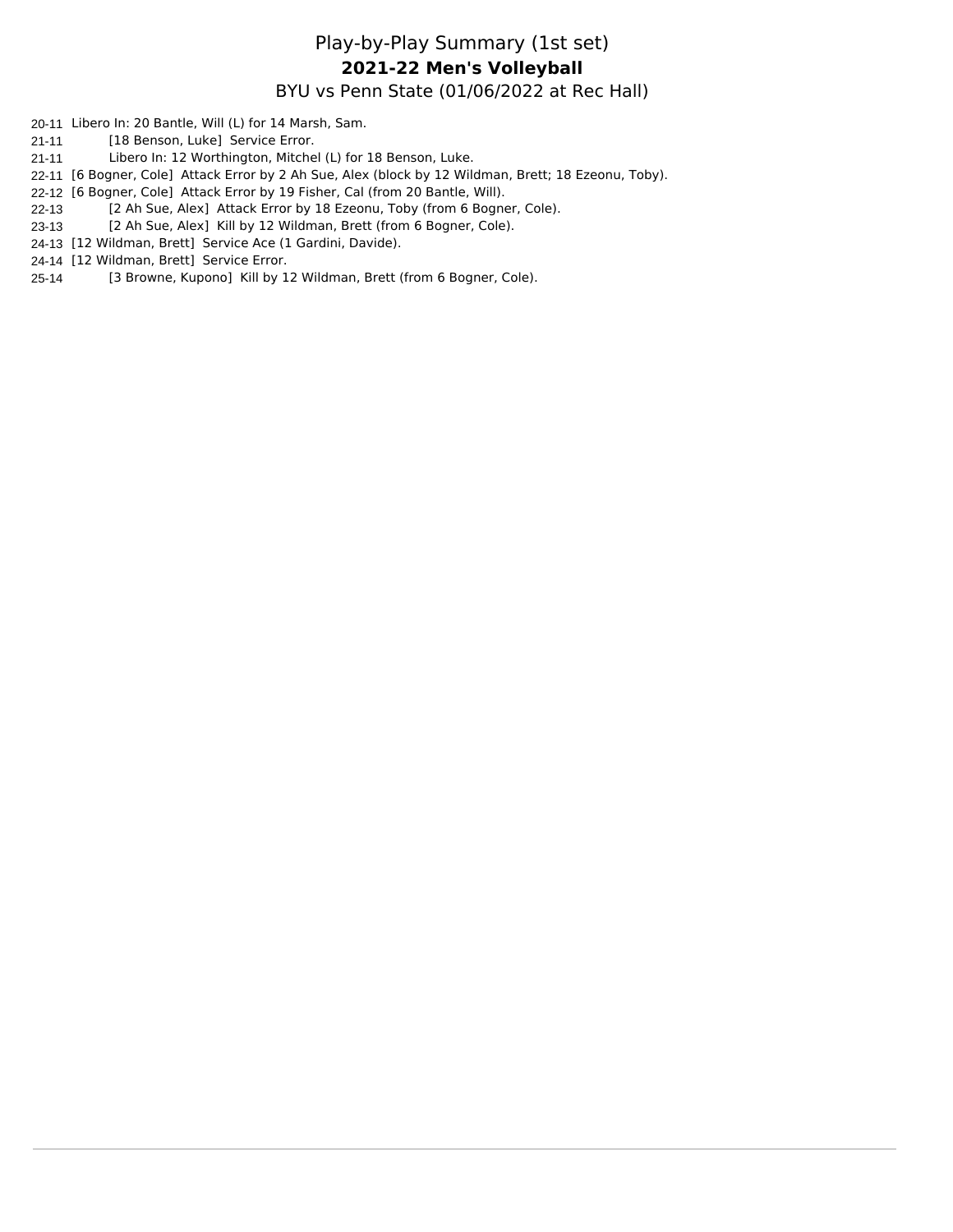# Play-by-Play Summary (1st set)

**2021-22 Men's Volleyball**

BYU vs Penn State (01/06/2022 at Rec Hall)

| Score | Play |
|---|---|
| 20-11 | Libero In: 20 Bantle, Will (L) for 14 Marsh, Sam. |
| 21-11 | [18 Benson, Luke] Service Error. |
| 21-11 | Libero In: 12 Worthington, Mitchel (L) for 18 Benson, Luke. |
| 22-11 | [6 Bogner, Cole] Attack Error by 2 Ah Sue, Alex (block by 12 Wildman, Brett; 18 Ezeonu, Toby). |
| 22-12 | [6 Bogner, Cole] Attack Error by 19 Fisher, Cal (from 20 Bantle, Will). |
| 22-13 | [2 Ah Sue, Alex] Attack Error by 18 Ezeonu, Toby (from 6 Bogner, Cole). |
| 23-13 | [2 Ah Sue, Alex] Kill by 12 Wildman, Brett (from 6 Bogner, Cole). |
| 24-13 | [12 Wildman, Brett] Service Ace (1 Gardini, Davide). |
| 24-14 | [12 Wildman, Brett] Service Error. |
| 25-14 | [3 Browne, Kupono] Kill by 12 Wildman, Brett (from 6 Bogner, Cole). |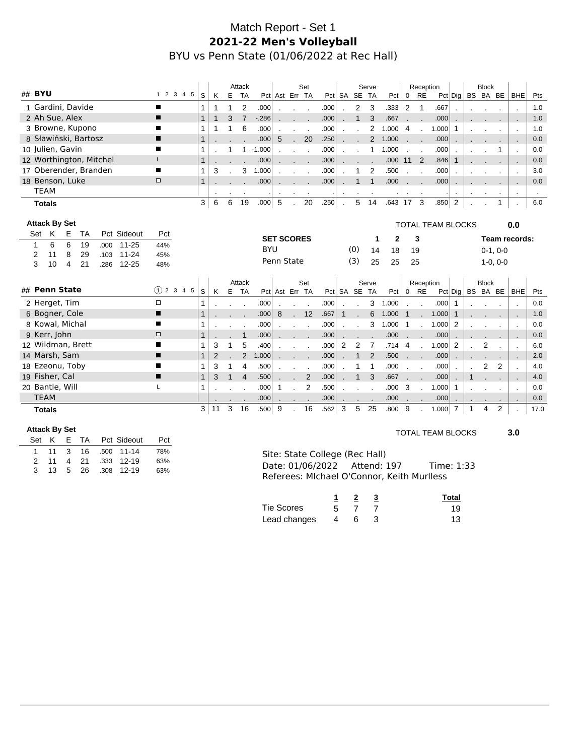# Match Report - Set 1

## 2021-22 Men's Volleyball

BYU vs Penn State (01/06/2022 at Rec Hall)

| ## | BYU | 1 2 3 4 5 | S | Attack K | E | TA | Pct | Set Ast | Err | TA | Pct | Serve SA | SE | TA | Pct | Reception 0 | RE | Pct | Dig | Block BS | BA | BE | BHE | Pts |
|---|---|---|---|---|---|---|---|---|---|---|---|---|---|---|---|---|---|---|---|---|---|---|---|---|
| 1 | Gardini, Davide | ■ | 1 | 1 | 1 | 2 | .000 | . | . | . | .000 | . | 2 | 3 | .333 | 2 | 1 | .667 | . | . | . | . | . | 1.0 |
| 2 | Ah Sue, Alex | ■ | 1 | 1 | 3 | 7 | -.286 | . | . | . | .000 | . | 1 | 3 | .667 | . | . | .000 | . | . | . | . | . | 1.0 |
| 3 | Browne, Kupono | ■ | 1 | 1 | 1 | 6 | .000 | . | . | . | .000 | . | . | 2 | 1.000 | 4 | . | 1.000 | 1 | . | . | . | . | 1.0 |
| 8 | Sławiński, Bartosz | ■ | 1 | . | . | . | .000 | 5 | . | 20 | .250 | . | . | 2 | 1.000 | . | . | .000 | . | . | . | . | . | 0.0 |
| 10 | Julien, Gavin | ■ | 1 | . | 1 | 1 | -1.000 | . | . | . | .000 | . | . | 1 | 1.000 | . | . | .000 | . | . | . | 1 | . | 0.0 |
| 12 | Worthington, Mitchel | L | 1 | . | . | . | .000 | . | . | . | .000 | . | . | . | .000 | 11 | 2 | .846 | 1 | . | . | . | . | 0.0 |
| 17 | Oberender, Branden | ■ | 1 | 3 | . | 3 | 1.000 | . | . | . | .000 | . | 1 | 2 | .500 | . | . | .000 | . | . | . | . | . | 3.0 |
| 18 | Benson, Luke | □ | 1 | . | . | . | .000 | . | . | . | .000 | . | 1 | 1 | .000 | . | . | .000 | . | . | . | . | . | 0.0 |
| | TEAM | | | . | . | . | . | . | . | . | . | . | . | . | . | . | . | . | . | . | . | . | . | . |
| | **Totals** | | 3 | 6 | 6 | 19 | .000 | 5 | . | 20 | .250 | . | 5 | 14 | .643 | 17 | 3 | .850 | 2 | . | . | 1 | . | 6.0 |

**Attack By Set**

| Set | K | E | TA | Pct | Sideout | Pct |
|---|---|---|---|---|---|---|
| 1 | 6 | 6 | 19 | .000 | 11-25 | 44% |
| 2 | 11 | 8 | 29 | .103 | 11-24 | 45% |
| 3 | 10 | 4 | 21 | .286 | 12-25 | 48% |

TOTAL TEAM BLOCKS **0.0**

| SET SCORES | | 1 | 2 | 3 | Team records: |
|---|---|---|---|---|---|
| BYU | (0) | 14 | 18 | 19 | 0-1, 0-0 |
| Penn State | (3) | 25 | 25 | 25 | 1-0, 0-0 |

| ## | Penn State | ① 2 3 4 5 | S | Attack K | E | TA | Pct | Set Ast | Err | TA | Pct | Serve SA | SE | TA | Pct | Reception 0 | RE | Pct | Dig | Block BS | BA | BE | BHE | Pts |
|---|---|---|---|---|---|---|---|---|---|---|---|---|---|---|---|---|---|---|---|---|---|---|---|---|
| 2 | Herget, Tim | □ | 1 | . | . | . | .000 | . | . | . | .000 | . | . | 3 | 1.000 | . | . | .000 | 1 | . | . | . | . | 0.0 |
| 6 | Bogner, Cole | ■ | 1 | . | . | . | .000 | 8 | . | 12 | .667 | 1 | . | 6 | 1.000 | 1 | . | 1.000 | 1 | . | . | . | . | 1.0 |
| 8 | Kowal, Michal | ■ | 1 | . | . | . | .000 | . | . | . | .000 | . | . | 3 | 1.000 | 1 | . | 1.000 | 2 | . | . | . | . | 0.0 |
| 9 | Kerr, John | □ | 1 | . | . | 1 | .000 | . | . | . | .000 | . | . | . | .000 | . | . | .000 | . | . | . | . | . | 0.0 |
| 12 | Wildman, Brett | ■ | 1 | 3 | 1 | 5 | .400 | . | . | . | .000 | 2 | 2 | 7 | .714 | 4 | . | 1.000 | 2 | . | 2 | . | . | 6.0 |
| 14 | Marsh, Sam | ■ | 1 | 2 | . | 2 | 1.000 | . | . | . | .000 | . | 1 | 2 | .500 | . | . | .000 | . | . | . | . | . | 2.0 |
| 18 | Ezeonu, Toby | ■ | 1 | 3 | 1 | 4 | .500 | . | . | . | .000 | . | 1 | 1 | .000 | . | . | .000 | . | . | 2 | 2 | . | 4.0 |
| 19 | Fisher, Cal | ■ | 1 | 3 | 1 | 4 | .500 | . | . | 2 | .000 | . | 1 | 3 | .667 | . | . | .000 | . | 1 | . | . | . | 4.0 |
| 20 | Bantle, Will | L | 1 | . | . | . | .000 | 1 | . | 2 | .500 | . | . | . | .000 | 3 | . | 1.000 | 1 | . | . | . | . | 0.0 |
| | TEAM | | | . | . | . | .000 | . | . | . | .000 | . | . | . | .000 | . | . | .000 | . | . | . | . | . | 0.0 |
| | **Totals** | | 3 | 11 | 3 | 16 | .500 | 9 | . | 16 | .562 | 3 | 5 | 25 | .800 | 9 | . | 1.000 | 7 | 1 | 4 | 2 | . | 17.0 |

**Attack By Set**

| Set | K | E | TA | Pct | Sideout | Pct |
|---|---|---|---|---|---|---|
| 1 | 11 | 3 | 16 | .500 | 11-14 | 78% |
| 2 | 11 | 4 | 21 | .333 | 12-19 | 63% |
| 3 | 13 | 5 | 26 | .308 | 12-19 | 63% |

TOTAL TEAM BLOCKS **3.0**

Site: State College (Rec Hall)
Date: 01/06/2022 Attend: 197 Time: 1:33
Referees: MIchael O'Connor, Keith Murlless

| | 1 | 2 | 3 | Total |
|---|---|---|---|---|
| Tie Scores | 5 | 7 | 7 | 19 |
| Lead changes | 4 | 6 | 3 | 13 |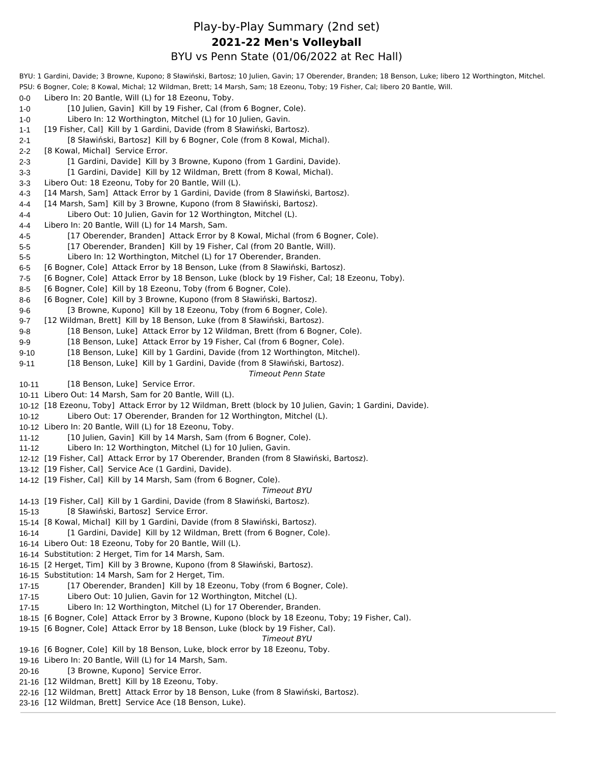# Play-by-Play Summary (2nd set)

## 2021-22 Men's Volleyball

### BYU vs Penn State (01/06/2022 at Rec Hall)

BYU: 1 Gardini, Davide; 3 Browne, Kupono; 8 Sławiński, Bartosz; 10 Julien, Gavin; 17 Oberender, Branden; 18 Benson, Luke; libero 12 Worthington, Mitchel.
PSU: 6 Bogner, Cole; 8 Kowal, Michal; 12 Wildman, Brett; 14 Marsh, Sam; 18 Ezeonu, Toby; 19 Fisher, Cal; libero 20 Bantle, Will.

| Score | Play |
|---|---|
| 0-0 | Libero In: 20 Bantle, Will (L) for 18 Ezeonu, Toby. |
| 1-0 | [10 Julien, Gavin] Kill by 19 Fisher, Cal (from 6 Bogner, Cole). |
| 1-0 | Libero In: 12 Worthington, Mitchel (L) for 10 Julien, Gavin. |
| 1-1 | [19 Fisher, Cal] Kill by 1 Gardini, Davide (from 8 Sławiński, Bartosz). |
| 2-1 | [8 Sławiński, Bartosz] Kill by 6 Bogner, Cole (from 8 Kowal, Michal). |
| 2-2 | [8 Kowal, Michal] Service Error. |
| 2-3 | [1 Gardini, Davide] Kill by 3 Browne, Kupono (from 1 Gardini, Davide). |
| 3-3 | [1 Gardini, Davide] Kill by 12 Wildman, Brett (from 8 Kowal, Michal). |
| 3-3 | Libero Out: 18 Ezeonu, Toby for 20 Bantle, Will (L). |
| 4-3 | [14 Marsh, Sam] Attack Error by 1 Gardini, Davide (from 8 Sławiński, Bartosz). |
| 4-4 | [14 Marsh, Sam] Kill by 3 Browne, Kupono (from 8 Sławiński, Bartosz). |
| 4-4 | Libero Out: 10 Julien, Gavin for 12 Worthington, Mitchel (L). |
| 4-4 | Libero In: 20 Bantle, Will (L) for 14 Marsh, Sam. |
| 4-5 | [17 Oberender, Branden] Attack Error by 8 Kowal, Michal (from 6 Bogner, Cole). |
| 5-5 | [17 Oberender, Branden] Kill by 19 Fisher, Cal (from 20 Bantle, Will). |
| 5-5 | Libero In: 12 Worthington, Mitchel (L) for 17 Oberender, Branden. |
| 6-5 | [6 Bogner, Cole] Attack Error by 18 Benson, Luke (from 8 Sławiński, Bartosz). |
| 7-5 | [6 Bogner, Cole] Attack Error by 18 Benson, Luke (block by 19 Fisher, Cal; 18 Ezeonu, Toby). |
| 8-5 | [6 Bogner, Cole] Kill by 18 Ezeonu, Toby (from 6 Bogner, Cole). |
| 8-6 | [6 Bogner, Cole] Kill by 3 Browne, Kupono (from 8 Sławiński, Bartosz). |
| 9-6 | [3 Browne, Kupono] Kill by 18 Ezeonu, Toby (from 6 Bogner, Cole). |
| 9-7 | [12 Wildman, Brett] Kill by 18 Benson, Luke (from 8 Sławiński, Bartosz). |
| 9-8 | [18 Benson, Luke] Attack Error by 12 Wildman, Brett (from 6 Bogner, Cole). |
| 9-9 | [18 Benson, Luke] Attack Error by 19 Fisher, Cal (from 6 Bogner, Cole). |
| 9-10 | [18 Benson, Luke] Kill by 1 Gardini, Davide (from 12 Worthington, Mitchel). |
| 9-11 | [18 Benson, Luke] Kill by 1 Gardini, Davide (from 8 Sławiński, Bartosz). |
| | *Timeout Penn State* |
| 10-11 | [18 Benson, Luke] Service Error. |
| 10-11 | Libero Out: 14 Marsh, Sam for 20 Bantle, Will (L). |
| 10-12 | [18 Ezeonu, Toby] Attack Error by 12 Wildman, Brett (block by 10 Julien, Gavin; 1 Gardini, Davide). |
| 10-12 | Libero Out: 17 Oberender, Branden for 12 Worthington, Mitchel (L). |
| 10-12 | Libero In: 20 Bantle, Will (L) for 18 Ezeonu, Toby. |
| 11-12 | [10 Julien, Gavin] Kill by 14 Marsh, Sam (from 6 Bogner, Cole). |
| 11-12 | Libero In: 12 Worthington, Mitchel (L) for 10 Julien, Gavin. |
| 12-12 | [19 Fisher, Cal] Attack Error by 17 Oberender, Branden (from 8 Sławiński, Bartosz). |
| 13-12 | [19 Fisher, Cal] Service Ace (1 Gardini, Davide). |
| 14-12 | [19 Fisher, Cal] Kill by 14 Marsh, Sam (from 6 Bogner, Cole). |
| | *Timeout BYU* |
| 14-13 | [19 Fisher, Cal] Kill by 1 Gardini, Davide (from 8 Sławiński, Bartosz). |
| 15-13 | [8 Sławiński, Bartosz] Service Error. |
| 15-14 | [8 Kowal, Michal] Kill by 1 Gardini, Davide (from 8 Sławiński, Bartosz). |
| 16-14 | [1 Gardini, Davide] Kill by 12 Wildman, Brett (from 6 Bogner, Cole). |
| 16-14 | Libero Out: 18 Ezeonu, Toby for 20 Bantle, Will (L). |
| 16-14 | Substitution: 2 Herget, Tim for 14 Marsh, Sam. |
| 16-15 | [2 Herget, Tim] Kill by 3 Browne, Kupono (from 8 Sławiński, Bartosz). |
| 16-15 | Substitution: 14 Marsh, Sam for 2 Herget, Tim. |
| 17-15 | [17 Oberender, Branden] Kill by 18 Ezeonu, Toby (from 6 Bogner, Cole). |
| 17-15 | Libero Out: 10 Julien, Gavin for 12 Worthington, Mitchel (L). |
| 17-15 | Libero In: 12 Worthington, Mitchel (L) for 17 Oberender, Branden. |
| 18-15 | [6 Bogner, Cole] Attack Error by 3 Browne, Kupono (block by 18 Ezeonu, Toby; 19 Fisher, Cal). |
| 19-15 | [6 Bogner, Cole] Attack Error by 18 Benson, Luke (block by 19 Fisher, Cal). |
| | *Timeout BYU* |
| 19-16 | [6 Bogner, Cole] Kill by 18 Benson, Luke, block error by 18 Ezeonu, Toby. |
| 19-16 | Libero In: 20 Bantle, Will (L) for 14 Marsh, Sam. |
| 20-16 | [3 Browne, Kupono] Service Error. |
| 21-16 | [12 Wildman, Brett] Kill by 18 Ezeonu, Toby. |
| 22-16 | [12 Wildman, Brett] Attack Error by 18 Benson, Luke (from 8 Sławiński, Bartosz). |
| 23-16 | [12 Wildman, Brett] Service Ace (18 Benson, Luke). |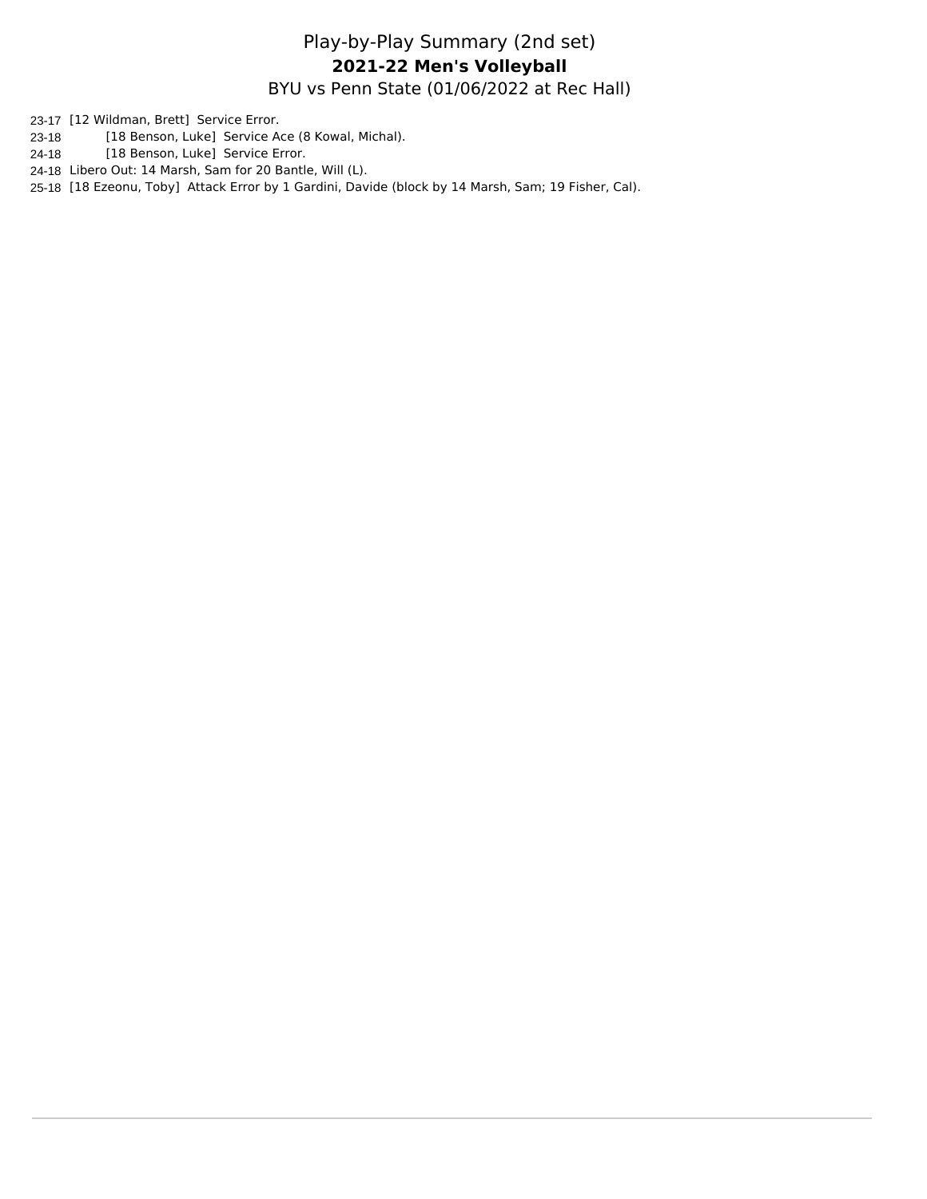# Play-by-Play Summary (2nd set)

## 2021-22 Men's Volleyball

BYU vs Penn State (01/06/2022 at Rec Hall)

23-17 [12 Wildman, Brett] Service Error.

23-18 [18 Benson, Luke] Service Ace (8 Kowal, Michal).

24-18 [18 Benson, Luke] Service Error.

24-18 Libero Out: 14 Marsh, Sam for 20 Bantle, Will (L).

25-18 [18 Ezeonu, Toby] Attack Error by 1 Gardini, Davide (block by 14 Marsh, Sam; 19 Fisher, Cal).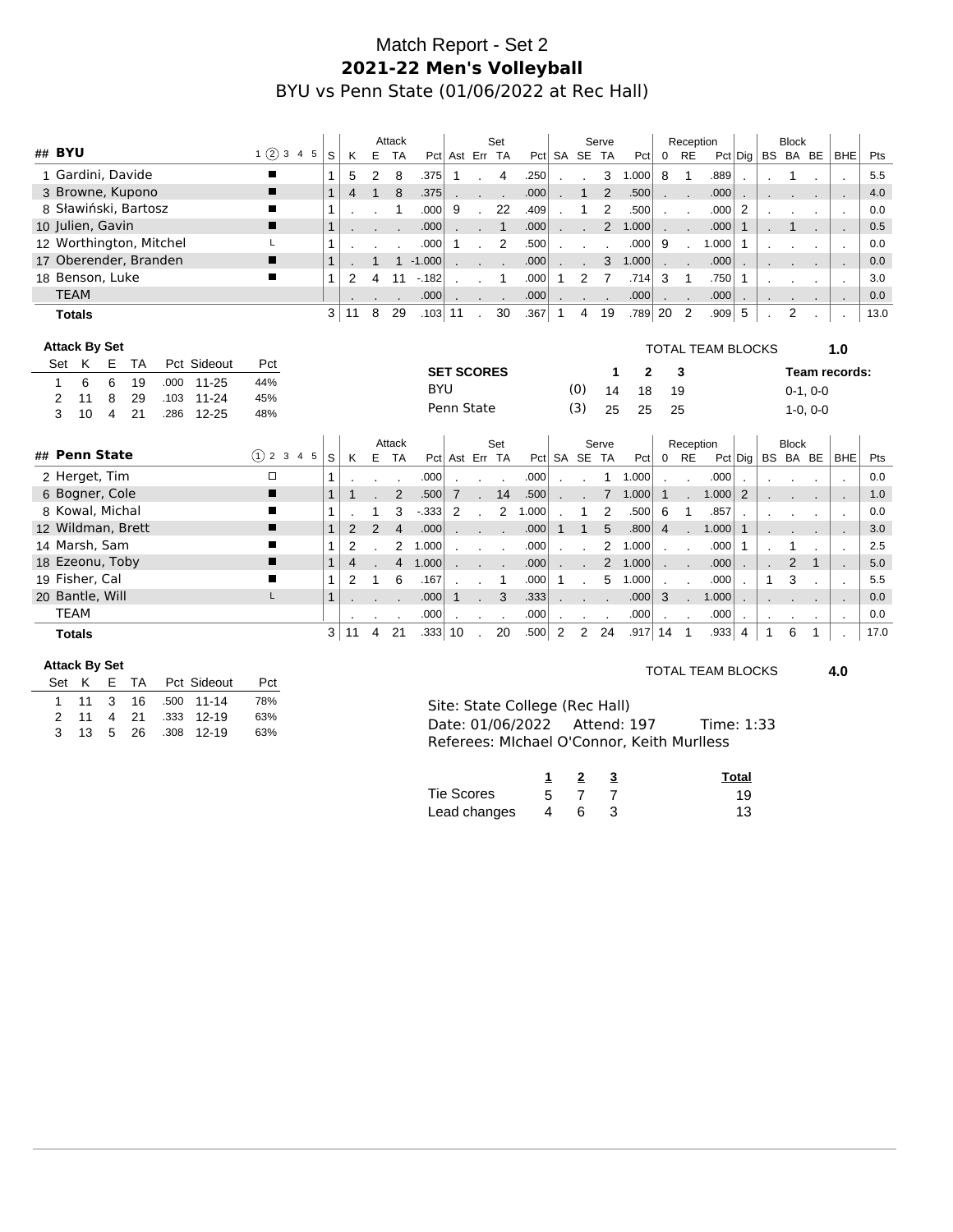# Match Report - Set 2
## 2021-22 Men's Volleyball
### BYU vs Penn State (01/06/2022 at Rec Hall)

| ## | BYU | 1 (2) 3 4 5 | S | Attack K | E | TA | Pct | Set Ast | Err | TA | Pct | Serve SA | SE | TA | Pct | Reception 0 | RE | Pct | Dig | Block BS | BA | BE | BHE | Pts |
|---|---|---|---|---|---|---|---|---|---|---|---|---|---|---|---|---|---|---|---|---|---|---|---|---|
| 1 | Gardini, Davide | ■ | 1 | 5 | 2 | 8 | .375 | 1 | . | 4 | .250 | . | . | 3 | 1.000 | 8 | 1 | .889 | . | . | 1 | . | . | 5.5 |
| 3 | Browne, Kupono | ■ | 1 | 4 | 1 | 8 | .375 | . | . | . | .000 | . | 1 | 2 | .500 | . | . | .000 | . | . | . | . | . | 4.0 |
| 8 | Sławiński, Bartosz | ■ | 1 | . | . | 1 | .000 | 9 | . | 22 | .409 | . | 1 | 2 | .500 | . | . | .000 | 2 | . | . | . | . | 0.0 |
| 10 | Julien, Gavin | ■ | 1 | . | . | . | .000 | . | . | 1 | .000 | . | . | 2 | 1.000 | . | . | .000 | 1 | . | 1 | . | . | 0.5 |
| 12 | Worthington, Mitchel | L | 1 | . | . | . | .000 | 1 | . | 2 | .500 | . | . | . | .000 | 9 | . | 1.000 | 1 | . | . | . | . | 0.0 |
| 17 | Oberender, Branden | ■ | 1 | . | 1 | 1 | -1.000 | . | . | . | .000 | . | . | 3 | 1.000 | . | . | .000 | . | . | . | . | . | 0.0 |
| 18 | Benson, Luke | ■ | 1 | 2 | 4 | 11 | -.182 | . | . | 1 | .000 | 1 | 2 | 7 | .714 | 3 | 1 | .750 | 1 | . | . | . | . | 3.0 |
| | TEAM | | | . | . | . | .000 | . | . | . | .000 | . | . | . | .000 | . | . | .000 | . | . | . | . | . | 0.0 |
| | **Totals** | | 3 | 11 | 8 | 29 | .103 | 11 | . | 30 | .367 | 1 | 4 | 19 | .789 | 20 | 2 | .909 | 5 | . | 2 | . | . | 13.0 |

**Attack By Set**

| Set | K | E | TA | Pct | Sideout | Pct |
|---|---|---|---|---|---|---|
| 1 | 6 | 6 | 19 | .000 | 11-25 | 44% |
| 2 | 11 | 8 | 29 | .103 | 11-24 | 45% |
| 3 | 10 | 4 | 21 | .286 | 12-25 | 48% |

TOTAL TEAM BLOCKS **1.0**

| SET SCORES | | 1 | 2 | 3 | Team records: |
|---|---|---|---|---|---|
| BYU | (0) | 14 | 18 | 19 | 0-1, 0-0 |
| Penn State | (3) | 25 | 25 | 25 | 1-0, 0-0 |

| ## | Penn State | (1) 2 3 4 5 | S | Attack K | E | TA | Pct | Set Ast | Err | TA | Pct | Serve SA | SE | TA | Pct | Reception 0 | RE | Pct | Dig | Block BS | BA | BE | BHE | Pts |
|---|---|---|---|---|---|---|---|---|---|---|---|---|---|---|---|---|---|---|---|---|---|---|---|---|
| 2 | Herget, Tim | □ | 1 | . | . | . | .000 | . | . | . | .000 | . | . | 1 | 1.000 | . | . | .000 | . | . | . | . | . | 0.0 |
| 6 | Bogner, Cole | ■ | 1 | 1 | . | 2 | .500 | 7 | . | 14 | .500 | . | . | 7 | 1.000 | 1 | . | 1.000 | 2 | . | . | . | . | 1.0 |
| 8 | Kowal, Michal | ■ | 1 | . | 1 | 3 | -.333 | 2 | . | 2 | 1.000 | . | 1 | 2 | .500 | 6 | 1 | .857 | . | . | . | . | . | 0.0 |
| 12 | Wildman, Brett | ■ | 1 | 2 | 2 | 4 | .000 | . | . | . | .000 | 1 | 1 | 5 | .800 | 4 | . | 1.000 | 1 | . | . | . | . | 3.0 |
| 14 | Marsh, Sam | ■ | 1 | 2 | . | 2 | 1.000 | . | . | . | .000 | . | . | 2 | 1.000 | . | . | .000 | 1 | . | 1 | . | . | 2.5 |
| 18 | Ezeonu, Toby | ■ | 1 | 4 | . | 4 | 1.000 | . | . | . | .000 | . | . | 2 | 1.000 | . | . | .000 | . | . | 2 | 1 | . | 5.0 |
| 19 | Fisher, Cal | ■ | 1 | 2 | 1 | 6 | .167 | . | . | 1 | .000 | 1 | . | 5 | 1.000 | . | . | .000 | . | 1 | 3 | . | . | 5.5 |
| 20 | Bantle, Will | L | 1 | . | . | . | .000 | 1 | . | 3 | .333 | . | . | . | .000 | 3 | . | 1.000 | . | . | . | . | . | 0.0 |
| | TEAM | | | . | . | . | .000 | . | . | . | .000 | . | . | . | .000 | . | . | .000 | . | . | . | . | . | 0.0 |
| | **Totals** | | 3 | 11 | 4 | 21 | .333 | 10 | . | 20 | .500 | 2 | 2 | 24 | .917 | 14 | 1 | .933 | 4 | 1 | 6 | 1 | . | 17.0 |

**Attack By Set**

| Set | K | E | TA | Pct | Sideout | Pct |
|---|---|---|---|---|---|---|
| 1 | 11 | 3 | 16 | .500 | 11-14 | 78% |
| 2 | 11 | 4 | 21 | .333 | 12-19 | 63% |
| 3 | 13 | 5 | 26 | .308 | 12-19 | 63% |

TOTAL TEAM BLOCKS **4.0**

Site: State College (Rec Hall)
Date: 01/06/2022 Attend: 197 Time: 1:33
Referees: MIchael O'Connor, Keith Murlless

| | 1 | 2 | 3 | Total |
|---|---|---|---|---|
| Tie Scores | 5 | 7 | 7 | 19 |
| Lead changes | 4 | 6 | 3 | 13 |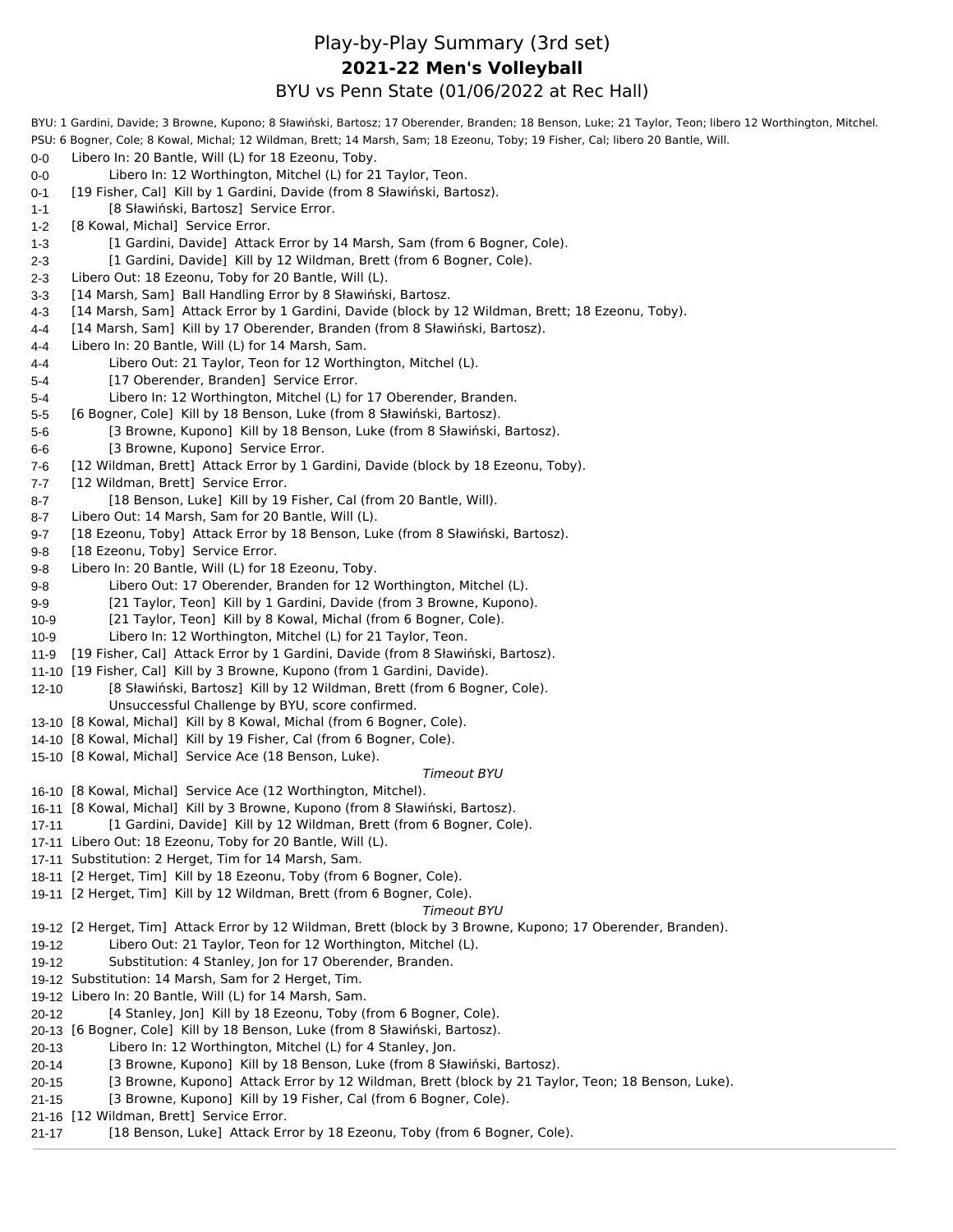# Play-by-Play Summary (3rd set)

## 2021-22 Men's Volleyball

### BYU vs Penn State (01/06/2022 at Rec Hall)

BYU: 1 Gardini, Davide; 3 Browne, Kupono; 8 Sławiński, Bartosz; 17 Oberender, Branden; 18 Benson, Luke; 21 Taylor, Teon; libero 12 Worthington, Mitchel.
PSU: 6 Bogner, Cole; 8 Kowal, Michal; 12 Wildman, Brett; 14 Marsh, Sam; 18 Ezeonu, Toby; 19 Fisher, Cal; libero 20 Bantle, Will.

0-0 Libero In: 20 Bantle, Will (L) for 18 Ezeonu, Toby.
0-0 Libero In: 12 Worthington, Mitchel (L) for 21 Taylor, Teon.
0-1 [19 Fisher, Cal] Kill by 1 Gardini, Davide (from 8 Sławiński, Bartosz).
1-1 [8 Sławiński, Bartosz] Service Error.
1-2 [8 Kowal, Michal] Service Error.
1-3 [1 Gardini, Davide] Attack Error by 14 Marsh, Sam (from 6 Bogner, Cole).
2-3 [1 Gardini, Davide] Kill by 12 Wildman, Brett (from 6 Bogner, Cole).
2-3 Libero Out: 18 Ezeonu, Toby for 20 Bantle, Will (L).
3-3 [14 Marsh, Sam] Ball Handling Error by 8 Sławiński, Bartosz.
4-3 [14 Marsh, Sam] Attack Error by 1 Gardini, Davide (block by 12 Wildman, Brett; 18 Ezeonu, Toby).
4-4 [14 Marsh, Sam] Kill by 17 Oberender, Branden (from 8 Sławiński, Bartosz).
4-4 Libero In: 20 Bantle, Will (L) for 14 Marsh, Sam.
4-4 Libero Out: 21 Taylor, Teon for 12 Worthington, Mitchel (L).
5-4 [17 Oberender, Branden] Service Error.
5-4 Libero In: 12 Worthington, Mitchel (L) for 17 Oberender, Branden.
5-5 [6 Bogner, Cole] Kill by 18 Benson, Luke (from 8 Sławiński, Bartosz).
5-6 [3 Browne, Kupono] Kill by 18 Benson, Luke (from 8 Sławiński, Bartosz).
6-6 [3 Browne, Kupono] Service Error.
7-6 [12 Wildman, Brett] Attack Error by 1 Gardini, Davide (block by 18 Ezeonu, Toby).
7-7 [12 Wildman, Brett] Service Error.
8-7 [18 Benson, Luke] Kill by 19 Fisher, Cal (from 20 Bantle, Will).
8-7 Libero Out: 14 Marsh, Sam for 20 Bantle, Will (L).
9-7 [18 Ezeonu, Toby] Attack Error by 18 Benson, Luke (from 8 Sławiński, Bartosz).
9-8 [18 Ezeonu, Toby] Service Error.
9-8 Libero In: 20 Bantle, Will (L) for 18 Ezeonu, Toby.
9-8 Libero Out: 17 Oberender, Branden for 12 Worthington, Mitchel (L).
9-9 [21 Taylor, Teon] Kill by 1 Gardini, Davide (from 3 Browne, Kupono).
10-9 [21 Taylor, Teon] Kill by 8 Kowal, Michal (from 6 Bogner, Cole).
10-9 Libero In: 12 Worthington, Mitchel (L) for 21 Taylor, Teon.
11-9 [19 Fisher, Cal] Attack Error by 1 Gardini, Davide (from 8 Sławiński, Bartosz).
11-10 [19 Fisher, Cal] Kill by 3 Browne, Kupono (from 1 Gardini, Davide).
12-10 [8 Sławiński, Bartosz] Kill by 12 Wildman, Brett (from 6 Bogner, Cole).
Unsuccessful Challenge by BYU, score confirmed.
13-10 [8 Kowal, Michal] Kill by 8 Kowal, Michal (from 6 Bogner, Cole).
14-10 [8 Kowal, Michal] Kill by 19 Fisher, Cal (from 6 Bogner, Cole).
15-10 [8 Kowal, Michal] Service Ace (18 Benson, Luke).

*Timeout BYU*

16-10 [8 Kowal, Michal] Service Ace (12 Worthington, Mitchel).
16-11 [8 Kowal, Michal] Kill by 3 Browne, Kupono (from 8 Sławiński, Bartosz).
17-11 [1 Gardini, Davide] Kill by 12 Wildman, Brett (from 6 Bogner, Cole).
17-11 Libero Out: 18 Ezeonu, Toby for 20 Bantle, Will (L).
17-11 Substitution: 2 Herget, Tim for 14 Marsh, Sam.
18-11 [2 Herget, Tim] Kill by 18 Ezeonu, Toby (from 6 Bogner, Cole).
19-11 [2 Herget, Tim] Kill by 12 Wildman, Brett (from 6 Bogner, Cole).

*Timeout BYU*

19-12 [2 Herget, Tim] Attack Error by 12 Wildman, Brett (block by 3 Browne, Kupono; 17 Oberender, Branden).
19-12 Libero Out: 21 Taylor, Teon for 12 Worthington, Mitchel (L).
19-12 Substitution: 4 Stanley, Jon for 17 Oberender, Branden.
19-12 Substitution: 14 Marsh, Sam for 2 Herget, Tim.
19-12 Libero In: 20 Bantle, Will (L) for 14 Marsh, Sam.
20-12 [4 Stanley, Jon] Kill by 18 Ezeonu, Toby (from 6 Bogner, Cole).
20-13 [6 Bogner, Cole] Kill by 18 Benson, Luke (from 8 Sławiński, Bartosz).
20-13 Libero In: 12 Worthington, Mitchel (L) for 4 Stanley, Jon.
20-14 [3 Browne, Kupono] Kill by 18 Benson, Luke (from 8 Sławiński, Bartosz).
20-15 [3 Browne, Kupono] Attack Error by 12 Wildman, Brett (block by 21 Taylor, Teon; 18 Benson, Luke).
21-15 [3 Browne, Kupono] Kill by 19 Fisher, Cal (from 6 Bogner, Cole).
21-16 [12 Wildman, Brett] Service Error.
21-17 [18 Benson, Luke] Attack Error by 18 Ezeonu, Toby (from 6 Bogner, Cole).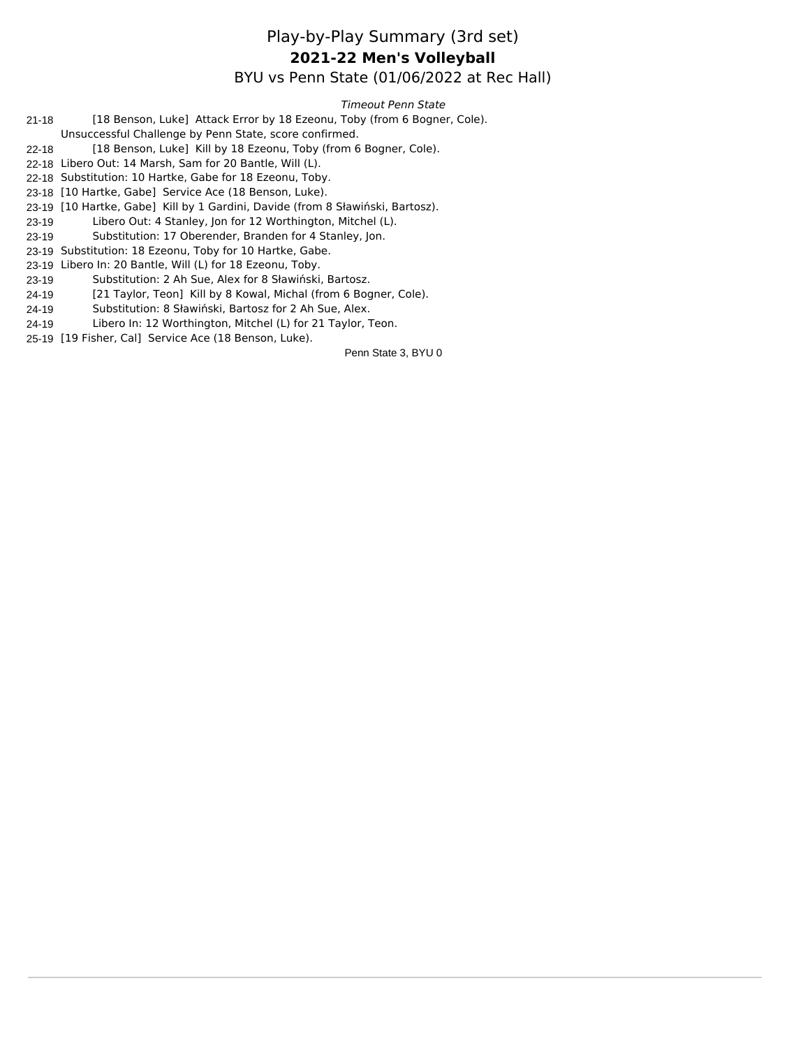# Play-by-Play Summary (3rd set)

## 2021-22 Men's Volleyball

BYU vs Penn State (01/06/2022 at Rec Hall)

*Timeout Penn State*

21-18 [18 Benson, Luke] Attack Error by 18 Ezeonu, Toby (from 6 Bogner, Cole).

Unsuccessful Challenge by Penn State, score confirmed.

22-18 [18 Benson, Luke] Kill by 18 Ezeonu, Toby (from 6 Bogner, Cole).

22-18 Libero Out: 14 Marsh, Sam for 20 Bantle, Will (L).

22-18 Substitution: 10 Hartke, Gabe for 18 Ezeonu, Toby.

23-18 [10 Hartke, Gabe] Service Ace (18 Benson, Luke).

23-19 [10 Hartke, Gabe] Kill by 1 Gardini, Davide (from 8 Sławiński, Bartosz).

23-19 Libero Out: 4 Stanley, Jon for 12 Worthington, Mitchel (L).

23-19 Substitution: 17 Oberender, Branden for 4 Stanley, Jon.

23-19 Substitution: 18 Ezeonu, Toby for 10 Hartke, Gabe.

23-19 Libero In: 20 Bantle, Will (L) for 18 Ezeonu, Toby.

23-19 Substitution: 2 Ah Sue, Alex for 8 Sławiński, Bartosz.

24-19 [21 Taylor, Teon] Kill by 8 Kowal, Michal (from 6 Bogner, Cole).

24-19 Substitution: 8 Sławiński, Bartosz for 2 Ah Sue, Alex.

24-19 Libero In: 12 Worthington, Mitchel (L) for 21 Taylor, Teon.

25-19 [19 Fisher, Cal] Service Ace (18 Benson, Luke).

Penn State 3, BYU 0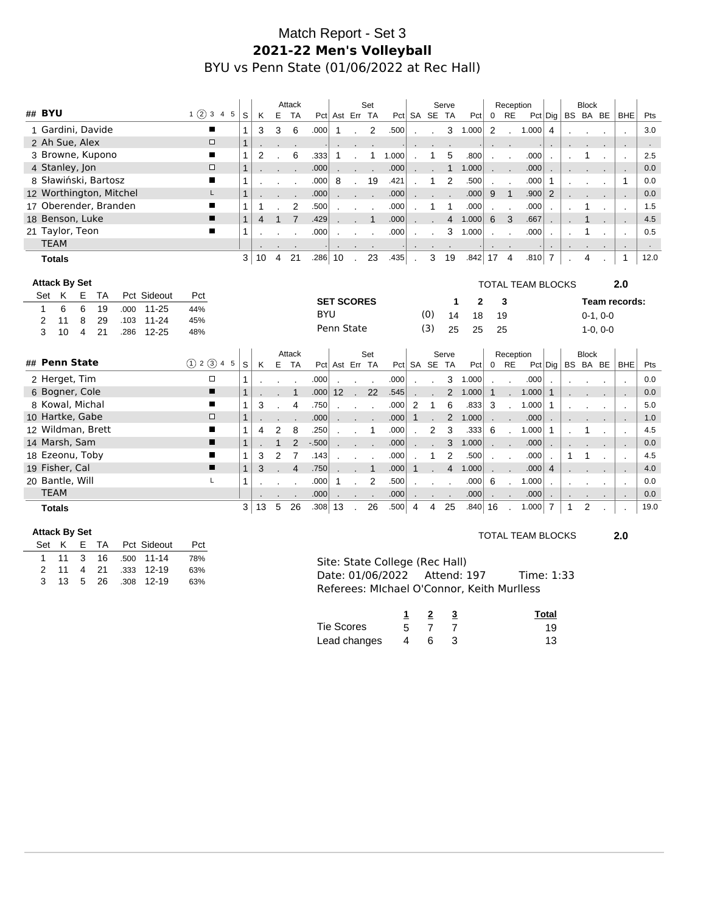# Match Report - Set 3

## 2021-22 Men's Volleyball

BYU vs Penn State (01/06/2022 at Rec Hall)

| ## | BYU | 1 ② 3 4 5 | S | K | E | TA | Pct | Ast | Err | TA | Pct | SA | SE | TA | Pct | 0 | RE | Pct | Dig | BS | BA | BE | BHE | Pts |
|---|---|---|---|---|---|---|---|---|---|---|---|---|---|---|---|---|---|---|---|---|---|---|---|---|
| | | | | Attack | | | | Set | | | | Serve | | | | Reception | | | | Block | | | | |
| 1 | Gardini, Davide | ■ | 1 | 3 | 3 | 6 | .000 | 1 | . | 2 | .500 | . | . | 3 | 1.000 | 2 | . | 1.000 | 4 | . | . | . | . | 3.0 |
| 2 | Ah Sue, Alex | □ | 1 | . | . | . | . | . | . | . | . | . | . | . | . | . | . | . | . | . | . | . | . | . |
| 3 | Browne, Kupono | ■ | 1 | 2 | . | 6 | .333 | 1 | . | 1 | 1.000 | . | 1 | 5 | .800 | . | . | .000 | . | . | 1 | . | . | 2.5 |
| 4 | Stanley, Jon | □ | 1 | . | . | . | .000 | . | . | . | .000 | . | . | 1 | 1.000 | . | . | .000 | . | . | . | . | . | 0.0 |
| 8 | Sławiński, Bartosz | ■ | 1 | . | . | . | .000 | 8 | . | 19 | .421 | . | 1 | 2 | .500 | . | . | .000 | 1 | . | . | . | 1 | 0.0 |
| 12 | Worthington, Mitchel | L | 1 | . | . | . | .000 | . | . | . | .000 | . | . | . | .000 | 9 | 1 | .900 | 2 | . | . | . | . | 0.0 |
| 17 | Oberender, Branden | ■ | 1 | 1 | . | 2 | .500 | . | . | . | .000 | . | 1 | 1 | .000 | . | . | .000 | . | . | 1 | . | . | 1.5 |
| 18 | Benson, Luke | ■ | 1 | 4 | 1 | 7 | .429 | . | . | 1 | .000 | . | . | 4 | 1.000 | 6 | 3 | .667 | . | . | 1 | . | . | 4.5 |
| 21 | Taylor, Teon | ■ | 1 | . | . | . | .000 | . | . | . | .000 | . | . | 3 | 1.000 | . | . | .000 | . | . | 1 | . | . | 0.5 |
| | TEAM | | | . | . | . | . | . | . | . | . | . | . | . | . | . | . | . | . | . | . | . | . | . |
| | **Totals** | | 3 | 10 | 4 | 21 | .286 | 10 | . | 23 | .435 | . | 3 | 19 | .842 | 17 | 4 | .810 | 7 | . | 4 | . | 1 | 12.0 |

**Attack By Set**

| Set | K | E | TA | Pct | Sideout | Pct |
|---|---|---|---|---|---|---|
| 1 | 6 | 6 | 19 | .000 | 11-25 | 44% |
| 2 | 11 | 8 | 29 | .103 | 11-24 | 45% |
| 3 | 10 | 4 | 21 | .286 | 12-25 | 48% |

TOTAL TEAM BLOCKS **2.0**

| SET SCORES | | 1 | 2 | 3 | Team records: |
|---|---|---|---|---|---|
| BYU | (0) | 14 | 18 | 19 | 0-1, 0-0 |
| Penn State | (3) | 25 | 25 | 25 | 1-0, 0-0 |

| ## | Penn State | ① 2 ③ 4 5 | S | K | E | TA | Pct | Ast | Err | TA | Pct | SA | SE | TA | Pct | 0 | RE | Pct | Dig | BS | BA | BE | BHE | Pts |
|---|---|---|---|---|---|---|---|---|---|---|---|---|---|---|---|---|---|---|---|---|---|---|---|---|
| | | | | Attack | | | | Set | | | | Serve | | | | Reception | | | | Block | | | | |
| 2 | Herget, Tim | □ | 1 | . | . | . | .000 | . | . | . | .000 | . | . | 3 | 1.000 | . | . | .000 | . | . | . | . | . | 0.0 |
| 6 | Bogner, Cole | ■ | 1 | . | . | 1 | .000 | 12 | . | 22 | .545 | . | . | 2 | 1.000 | 1 | . | 1.000 | 1 | . | . | . | . | 0.0 |
| 8 | Kowal, Michal | ■ | 1 | 3 | . | 4 | .750 | . | . | . | .000 | 2 | 1 | 6 | .833 | 3 | . | 1.000 | 1 | . | . | . | . | 5.0 |
| 10 | Hartke, Gabe | □ | 1 | . | . | . | .000 | . | . | . | .000 | 1 | . | 2 | 1.000 | . | . | .000 | . | . | . | . | . | 1.0 |
| 12 | Wildman, Brett | ■ | 1 | 4 | 2 | 8 | .250 | . | . | 1 | .000 | . | 2 | 3 | .333 | 6 | . | 1.000 | 1 | . | 1 | . | . | 4.5 |
| 14 | Marsh, Sam | ■ | 1 | . | 1 | 2 | -.500 | . | . | . | .000 | . | . | 3 | 1.000 | . | . | .000 | . | . | . | . | . | 0.0 |
| 18 | Ezeonu, Toby | ■ | 1 | 3 | 2 | 7 | .143 | . | . | . | .000 | . | 1 | 2 | .500 | . | . | .000 | . | 1 | 1 | . | . | 4.5 |
| 19 | Fisher, Cal | ■ | 1 | 3 | . | 4 | .750 | . | . | 1 | .000 | 1 | . | 4 | 1.000 | . | . | .000 | 4 | . | . | . | . | 4.0 |
| 20 | Bantle, Will | L | 1 | . | . | . | .000 | 1 | . | 2 | .500 | . | . | . | .000 | 6 | . | 1.000 | . | . | . | . | . | 0.0 |
| | TEAM | | | . | . | . | .000 | . | . | . | .000 | . | . | . | .000 | . | . | .000 | . | . | . | . | . | 0.0 |
| | **Totals** | | 3 | 13 | 5 | 26 | .308 | 13 | . | 26 | .500 | 4 | 4 | 25 | .840 | 16 | . | 1.000 | 7 | 1 | 2 | . | . | 19.0 |

**Attack By Set**

| Set | K | E | TA | Pct | Sideout | Pct |
|---|---|---|---|---|---|---|
| 1 | 11 | 3 | 16 | .500 | 11-14 | 78% |
| 2 | 11 | 4 | 21 | .333 | 12-19 | 63% |
| 3 | 13 | 5 | 26 | .308 | 12-19 | 63% |

TOTAL TEAM BLOCKS **2.0**

Site: State College (Rec Hall)
Date: 01/06/2022 Attend: 197 Time: 1:33
Referees: MIchael O'Connor, Keith Murlless

| | 1 | 2 | 3 | Total |
|---|---|---|---|---|
| Tie Scores | 5 | 7 | 7 | 19 |
| Lead changes | 4 | 6 | 3 | 13 |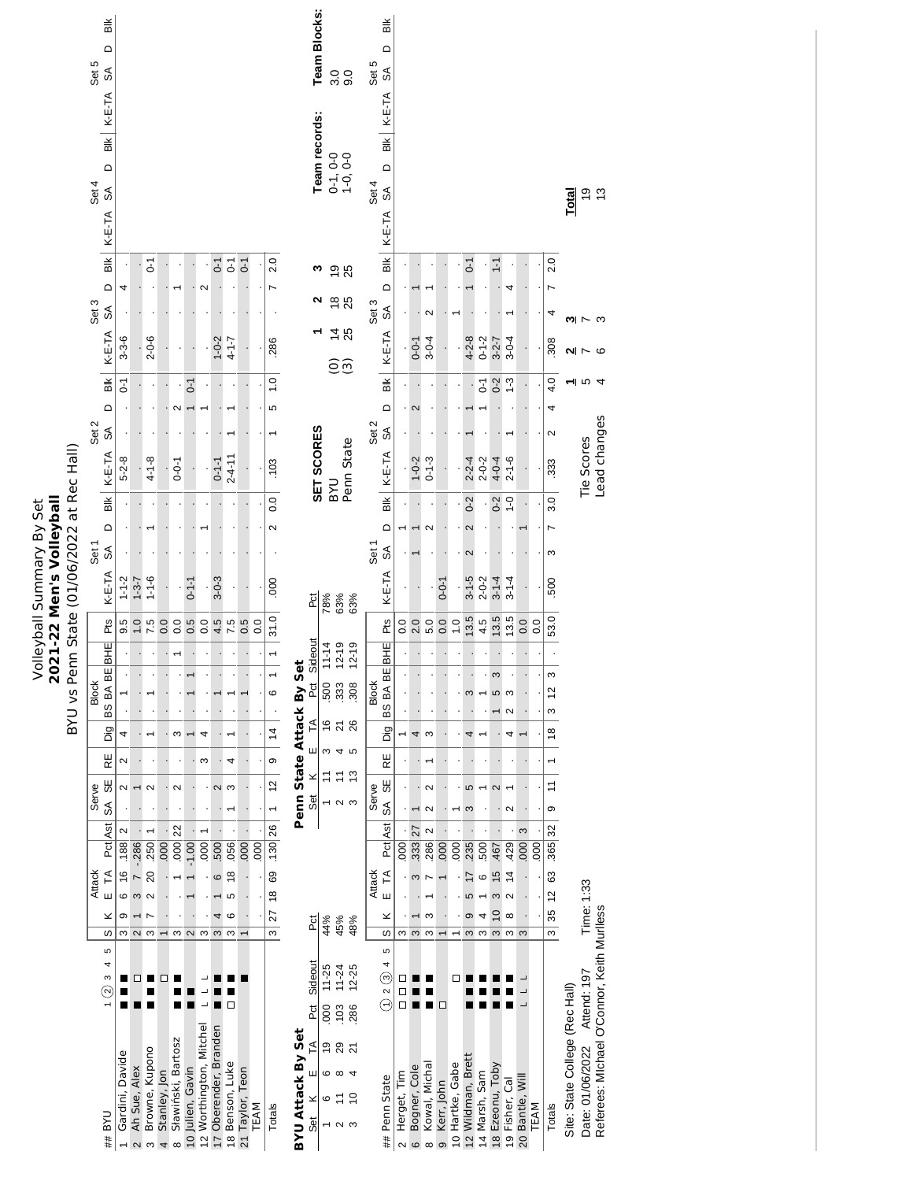# Volleyball Summary By Set

## 2021-22 Men's Volleyball

### BYU vs Penn State (01/06/2022 at Rec Hall)

| ## BYU | 1 (2) 3 4 5 | S | K | E | TA | Pct | Ast | SA | SE | RE | Dig | BS | BA | BE | BHE | Pts | Set 1 K-E-TA | SA | D | Blk | Set 2 K-E-TA | SA | D | Blk | Set 3 K-E-TA | SA | D | Blk | Set 4 K-E-TA | SA | D | Blk | Set 5 K-E-TA | SA | D | Blk |
|---|---|---|---|---|---|---|---|---|---|---|---|---|---|---|---|---|---|---|---|---|---|---|---|---|---|---|---|---|---|---|---|---|---|---|---|---|
| 1 Gardini, Davide | ■ ■ ■ | 3 | 9 | 6 | 16 | .188 | 2 | . | 2 | 2 | 4 | . | 1 | . | . | 9.5 | 1-1-2 | . | . | . | 5-2-8 | . | . | 0-1 | 3-3-6 | . | 4 | . | | | | | | | | |
| 2 Ah Sue, Alex | ■ □ | 2 | 1 | 3 | 7 | -.286 | . | . | 1 | . | . | . | . | . | . | 1.0 | 1-3-7 | . | . | . | . | . | . | . | . | . | . | . | | | | | | | | |
| 3 Browne, Kupono | ■ ■ | 3 | 7 | 2 | 20 | .250 | 1 | . | 2 | . | 1 | . | 1 | . | . | 7.5 | 1-1-6 | . | 1 | . | 4-1-8 | . | . | . | 2-0-6 | . | . | 0-1 | | | | | | | | |
| 4 Stanley, Jon | □ | 1 | . | . | . | .000 | . | . | . | . | . | . | . | . | . | 0.0 | . | . | . | . | . | . | . | . | . | . | . | . | | | | | | | | |
| 8 Sławiński, Bartosz | ■ ■ ■ | 3 | . | . | 1 | .000 | 22 | . | 2 | . | 3 | . | . | . | 1 | 0.0 | . | . | . | . | 0-0-1 | . | 2 | . | . | . | 1 | . | | | | | | | | |
| 10 Julien, Gavin | ■ ■ | 2 | . | 1 | 1 | -1.00 | . | . | . | . | 1 | . | 1 | 1 | . | 0.5 | 0-1-1 | . | . | . | . | . | 1 | 0-1 | . | . | . | . | | | | | | | | |
| 12 Worthington, Mitchel | L L L | 3 | . | . | . | .000 | 1 | . | . | 3 | 4 | . | . | . | . | 0.0 | . | . | 1 | . | . | . | 1 | . | . | . | 2 | . | | | | | | | | |
| 17 Oberender, Branden | ■ ■ ■ | 3 | 4 | 1 | 6 | .500 | . | . | 2 | . | . | . | 1 | . | . | 4.5 | 3-0-3 | . | . | . | 0-1-1 | . | . | . | 1-0-2 | . | . | 0-1 | | | | | | | | |
| 18 Benson, Luke | □ ■ ■ | 3 | 6 | 5 | 18 | .056 | . | 1 | 3 | 4 | 1 | . | 1 | . | . | 7.5 | . | . | . | . | 2-4-11 | 1 | 1 | . | 4-1-7 | . | . | 0-1 | | | | | | | | |
| 21 Taylor, Teon | ■ | 1 | . | . | . | . | . | . | . | . | . | . | 1 | . | . | 0.5 | . | . | . | . | . | . | . | . | . | . | . | 0-1 | | | | | | | | |
| TEAM | | | . | . | . | .000 | . | . | . | . | . | . | . | . | . | 0.0 | . | . | . | . | . | . | . | . | . | . | . | . | | | | | | | | |
| Totals | | 3 | 27 | 18 | 69 | .130 | 26 | 1 | 12 | 9 | 14 | . | 6 | 1 | 1 | 31.0 | .000 | . | 2 | 0.0 | .103 | 1 | 5 | 1.0 | .286 | . | 7 | 2.0 | | | | | | | | |

**BYU Attack By Set**

| Set | K | E | TA | Pct | Sideout | Pct |
|---|---|---|---|---|---|---|
| 1 | 6 | 6 | 19 | .000 | 11-25 | 44% |
| 2 | 11 | 8 | 29 | .103 | 11-24 | 45% |
| 3 | 10 | 4 | 21 | .286 | 12-25 | 48% |

**Penn State Attack By Set**

| Set | K | E | TA | Pct | Sideout | Pct |
|---|---|---|---|---|---|---|
| 1 | 11 | 3 | 16 | .500 | 11-14 | 78% |
| 2 | 11 | 4 | 21 | .333 | 12-19 | 63% |
| 3 | 13 | 5 | 26 | .308 | 12-19 | 63% |

| SET SCORES | | 1 | 2 | 3 | Team records: | Team Blocks: |
|---|---|---|---|---|---|---|
| BYU | (0) | 14 | 18 | 19 | 0-1, 0-0 | 3.0 |
| Penn State | (3) | 25 | 25 | 25 | 1-0, 0-0 | 9.0 |

| ## Penn State | (1) 2 (3) 4 5 | S | K | E | TA | Pct | Ast | SA | SE | RE | Dig | BS | BA | BE | BHE | Pts | Set 1 K-E-TA | SA | D | Blk | Set 2 K-E-TA | SA | D | Blk | Set 3 K-E-TA | SA | D | Blk | Set 4 K-E-TA | SA | D | Blk | Set 5 K-E-TA | SA | D | Blk |
|---|---|---|---|---|---|---|---|---|---|---|---|---|---|---|---|---|---|---|---|---|---|---|---|---|---|---|---|---|---|---|---|---|---|---|---|---|
| 2 Herget, Tim | □ □ □ | 3 | . | . | . | .000 | . | . | . | . | 1 | . | . | . | . | 0.0 | . | . | 1 | . | . | . | . | . | . | . | . | . | | | | | | | | |
| 6 Bogner, Cole | ■ ■ ■ | 3 | 1 | . | 3 | .333 | 27 | 1 | . | . | 4 | . | . | . | . | 2.0 | . | 1 | 1 | . | 1-0-2 | . | 2 | . | 0-0-1 | . | 1 | . | | | | | | | | |
| 8 Kowal, Michal | ■ ■ ■ | 3 | 3 | 1 | 7 | .286 | 2 | 2 | 2 | 1 | 3 | . | . | . | . | 5.0 | . | . | 2 | . | 0-1-3 | . | . | . | 3-0-4 | 2 | 1 | . | | | | | | | | |
| 9 Kerr, John | □ | 1 | . | . | 1 | .000 | . | . | . | . | . | . | . | . | . | 0.0 | 0-0-1 | . | . | . | . | . | . | . | . | . | . | . | | | | | | | | |
| 10 Hartke, Gabe | □ | 1 | . | . | . | .000 | . | 1 | . | . | . | . | . | . | . | 1.0 | . | . | . | . | . | . | . | . | . | 1 | . | . | | | | | | | | |
| 12 Wildman, Brett | ■ ■ ■ | 3 | 9 | 5 | 17 | .235 | . | 3 | 5 | . | 4 | . | 3 | . | . | 13.5 | 3-1-5 | 2 | 2 | 0-2 | 2-2-4 | 1 | 1 | . | 4-2-8 | . | 1 | 0-1 | | | | | | | | |
| 14 Marsh, Sam | ■ ■ ■ | 3 | 4 | 1 | 6 | .500 | . | . | 1 | . | 1 | . | 1 | . | . | 4.5 | 2-0-2 | . | . | . | 2-0-2 | . | 1 | 0-1 | 0-1-2 | . | . | . | | | | | | | | |
| 18 Ezeonu, Toby | ■ ■ ■ | 3 | 10 | 3 | 15 | .467 | . | . | 2 | . | . | 1 | 5 | 3 | . | 13.5 | 3-1-4 | . | . | 0-2 | 4-0-4 | . | . | 0-2 | 3-2-7 | . | . | 1-1 | | | | | | | | |
| 19 Fisher, Cal | ■ ■ ■ | 3 | 8 | 2 | 14 | .429 | . | 2 | 1 | . | 4 | 2 | 3 | . | . | 13.5 | 3-1-4 | . | . | 1-0 | 2-1-6 | 1 | . | 1-3 | 3-0-4 | 1 | 4 | . | | | | | | | | |
| 20 Bantle, Will | L L L | 3 | . | . | . | .000 | 3 | . | . | . | 1 | . | . | . | . | 0.0 | . | . | 1 | . | . | . | . | . | . | . | . | . | | | | | | | | |
| TEAM | | | . | . | . | .000 | . | . | . | . | . | . | . | . | . | 0.0 | . | . | . | . | . | . | . | . | . | . | . | . | | | | | | | | |
| Totals | | 3 | 35 | 12 | 63 | .365 | 32 | 9 | 11 | 1 | 18 | 3 | 12 | 3 | . | 53.0 | .500 | 3 | 7 | 3.0 | .333 | 2 | 4 | 4.0 | .308 | 4 | 7 | 2.0 | | | | | | | | |

| | 1 | 2 | 3 | Total |
|---|---|---|---|---|
| Tie Scores | 5 | 7 | 7 | 19 |
| Lead changes | 4 | 6 | 3 | 13 |

Site: State College (Rec Hall)
Date: 01/06/2022 Attend: 197 Time: 1:33
Referees: Michael O'Connor, Keith Murlless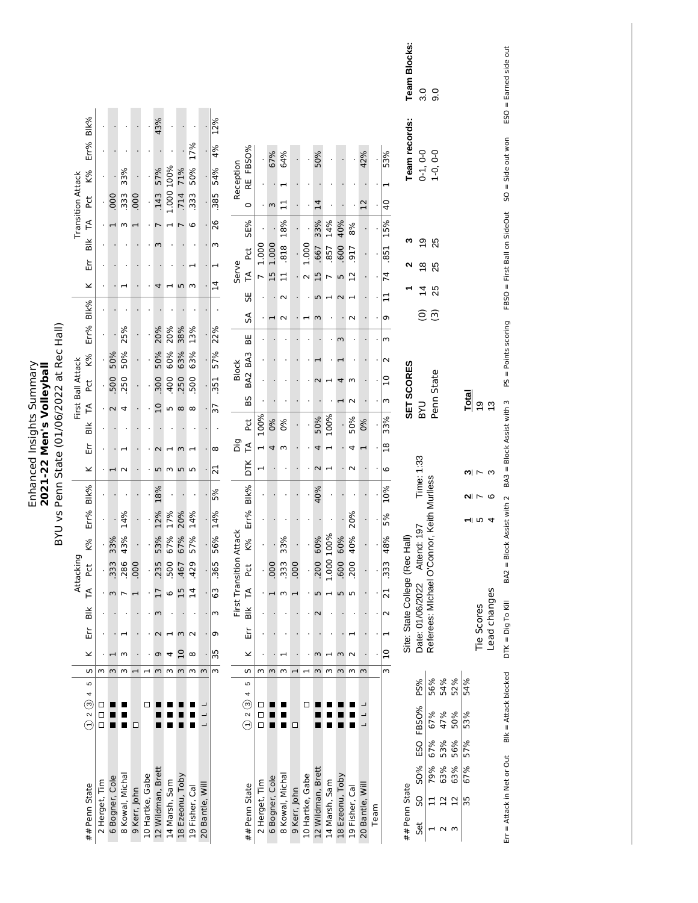# Enhanced Insights Summary
## 2021-22 Men's Volleyball
### BYU vs Penn State (01/06/2022 at Rec Hall)

| ## Penn State | Sets (1 2 ③ 4 5) | S | Attacking K | Err | Blk | TA | Pct | K% | Err% | Blk% | First Ball Attack K | Err | Blk | TA | Pct | K% | Err% | Blk% | Transition Attack K | Err | Blk | TA | Pct | K% | Err% | Blk% |
|---|---|---|---|---|---|---|---|---|---|---|---|---|---|---|---|---|---|---|---|---|---|---|---|---|---|---|
| 2 Herget, Tim | ☐ ☐ ☐ | 3 | . | . | . | . | . | . | . | . | . | . | . | . | . | . | . | . | . | . | . | . | . | . | . | . |
| 6 Bogner, Cole | ■ ■ ■ | 3 | 1 | . | . | 3 | .333 | 33% | . | . | 1 | . | . | 2 | .500 | 50% | . | . | . | . | . | 1 | .000 | . | . | . |
| 8 Kowal, Michal | ■ ■ ■ | 3 | 3 | 1 | . | 7 | .286 | 43% | 14% | . | 2 | 1 | . | 4 | .250 | 50% | 25% | . | 1 | . | . | 3 | .333 | 33% | . | . |
| 9 Kerr, John | ☐ | 1 | . | . | . | 1 | .000 | . | . | . | . | . | . | . | . | . | . | . | . | . | . | 1 | .000 | . | . | . |
| 10 Hartke, Gabe | ☐ | 1 | . | . | . | . | . | . | . | . | . | . | . | . | . | . | . | . | . | . | . | . | . | . | . | . |
| 12 Wildman, Brett | ■ ■ ■ | 3 | 9 | 2 | 3 | 17 | .235 | 53% | 12% | 18% | 5 | 2 | . | 10 | .300 | 50% | 20% | . | 4 | . | 3 | 7 | .143 | 57% | . | 43% |
| 14 Marsh, Sam | ■ ■ ■ | 3 | 4 | 1 | . | 6 | .500 | 67% | 17% | . | 3 | 1 | . | 5 | .400 | 60% | 20% | . | 1 | . | . | 1 | 1.000 | 100% | . | . |
| 18 Ezeonu, Toby | ■ ■ ■ | 3 | 10 | 3 | . | 15 | .467 | 67% | 20% | . | 5 | 3 | . | 8 | .250 | 63% | 38% | . | 5 | . | . | 7 | .714 | 71% | . | . |
| 19 Fisher, Cal | ■ ■ ■ | 3 | 8 | 2 | . | 14 | .429 | 57% | 14% | . | 5 | 1 | . | 8 | .500 | 63% | 13% | . | 3 | 1 | . | 6 | .333 | 50% | 17% | . |
| 20 Bantle, Will | L L L | 3 | . | . | . | . | . | . | . | . | . | . | . | . | . | . | . | . | . | . | . | . | . | . | . | . |
| | | 3 | 35 | 9 | 3 | 63 | .365 | 56% | 14% | 5% | 21 | 8 | . | 37 | .351 | 57% | 22% | . | 14 | 1 | 3 | 26 | .385 | 54% | 4% | 12% |

| ## Penn State | Sets (1 2 ③ 4 5) | S | First Transition Attack K | Err | Blk | TA | Pct | K% | Err% | Blk% | Dig DTK | TA | Pct | Block BS | BA2 | BA3 | BE | Serve SA | SE | TA | Pct | SE% | Reception O | RE | FBSO% |
|---|---|---|---|---|---|---|---|---|---|---|---|---|---|---|---|---|---|---|---|---|---|---|---|---|---|
| 2 Herget, Tim | ☐ ☐ ☐ | 3 | . | . | . | . | . | . | . | . | 1 | 1 | 100% | . | . | . | . | . | . | 7 | 1.000 | . | . | . | . |
| 6 Bogner, Cole | ■ ■ ■ | 3 | . | . | . | 1 | .000 | . | . | . | . | 4 | 0% | . | . | . | . | 1 | . | 15 | 1.000 | . | 3 | . | 67% |
| 8 Kowal, Michal | ■ ■ ■ | 3 | 1 | . | . | 3 | .333 | 33% | . | . | . | 3 | 0% | . | . | . | . | 2 | 2 | 11 | .818 | 18% | 11 | 1 | 64% |
| 9 Kerr, John | ☐ | 1 | . | . | . | 1 | .000 | . | . | . | . | . | . | . | . | . | . | . | . | . | . | . | . | . | . |
| 10 Hartke, Gabe | ☐ | 1 | . | . | . | . | . | . | . | . | . | . | . | . | . | . | . | 1 | . | 2 | 1.000 | . | . | . | . |
| 12 Wildman, Brett | ■ ■ ■ | 3 | 3 | . | 2 | 5 | .200 | 60% | . | 40% | 2 | 4 | 50% | . | 2 | 1 | . | 3 | 5 | 15 | .667 | 33% | 14 | . | 50% |
| 14 Marsh, Sam | ■ ■ ■ | 3 | 1 | . | . | 1 | 1.000 | 100% | . | . | 1 | 1 | 100% | . | 1 | . | . | . | 1 | 7 | .857 | 14% | . | . | . |
| 18 Ezeonu, Toby | ■ ■ ■ | 3 | 3 | . | . | 5 | .600 | 60% | . | . | . | . | . | 1 | 4 | 1 | 3 | . | 2 | 5 | .600 | 40% | . | . | . |
| 19 Fisher, Cal | ■ ■ ■ | 3 | 2 | 1 | . | 5 | .200 | 40% | 20% | . | 2 | 4 | 50% | 2 | 3 | . | . | 2 | 1 | 12 | .917 | 8% | . | . | . |
| 20 Bantle, Will | L L L | 3 | . | . | . | . | . | . | . | . | . | 1 | 0% | . | . | . | . | . | . | . | . | . | 12 | . | 42% |
| Team | | | . | . | . | . | . | . | . | . | . | . | . | . | . | . | . | . | . | . | . | . | . | . | . |
| | | 3 | 10 | 1 | 2 | 21 | .333 | 48% | 5% | 10% | 6 | 18 | 33% | 3 | 10 | 2 | 3 | 6 | 11 | 74 | .851 | 15% | 40 | 1 | 53% |

| ## Penn State Set | SO | SO% | ESO | FBSO% | PS% |
|---|---|---|---|---|---|
| 1 | 11 | 79% | 67% | 67% | 56% |
| 2 | 12 | 63% | 53% | 47% | 54% |
| 3 | 12 | 63% | 56% | 50% | 52% |
| | 35 | 67% | 57% | 53% | 54% |

Site: State College (Rec Hall)
Date: 01/06/2022 Attend: 197 Time: 1:33
Referees: Michael O'Connor, Keith Murlless

| | 1 | 2 | 3 |
|---|---|---|---|
| Tie Scores | 5 | 7 | 7 |
| Lead changes | 4 | 6 | 3 |

**SET SCORES**

| | | 1 | 2 | 3 | Total |
|---|---|---|---|---|---|
| BYU | (0) | 14 | 18 | 19 | 19 |
| Penn State | (3) | 25 | 25 | 25 | 13 |

| Team records: | Team Blocks: |
|---|---|
| 0-1, 0-0 | 3.0 |
| 1-0, 0-0 | 9.0 |

Err = Attack in Net or Out  Blk = Attack blocked  DTK = Dig To Kill  BA2 = Block Assist with 2  BA3 = Block Assist with 3  PS = Points scoring  FBSO = First Ball on SideOut  SO = Side out won  ESO = Earned side out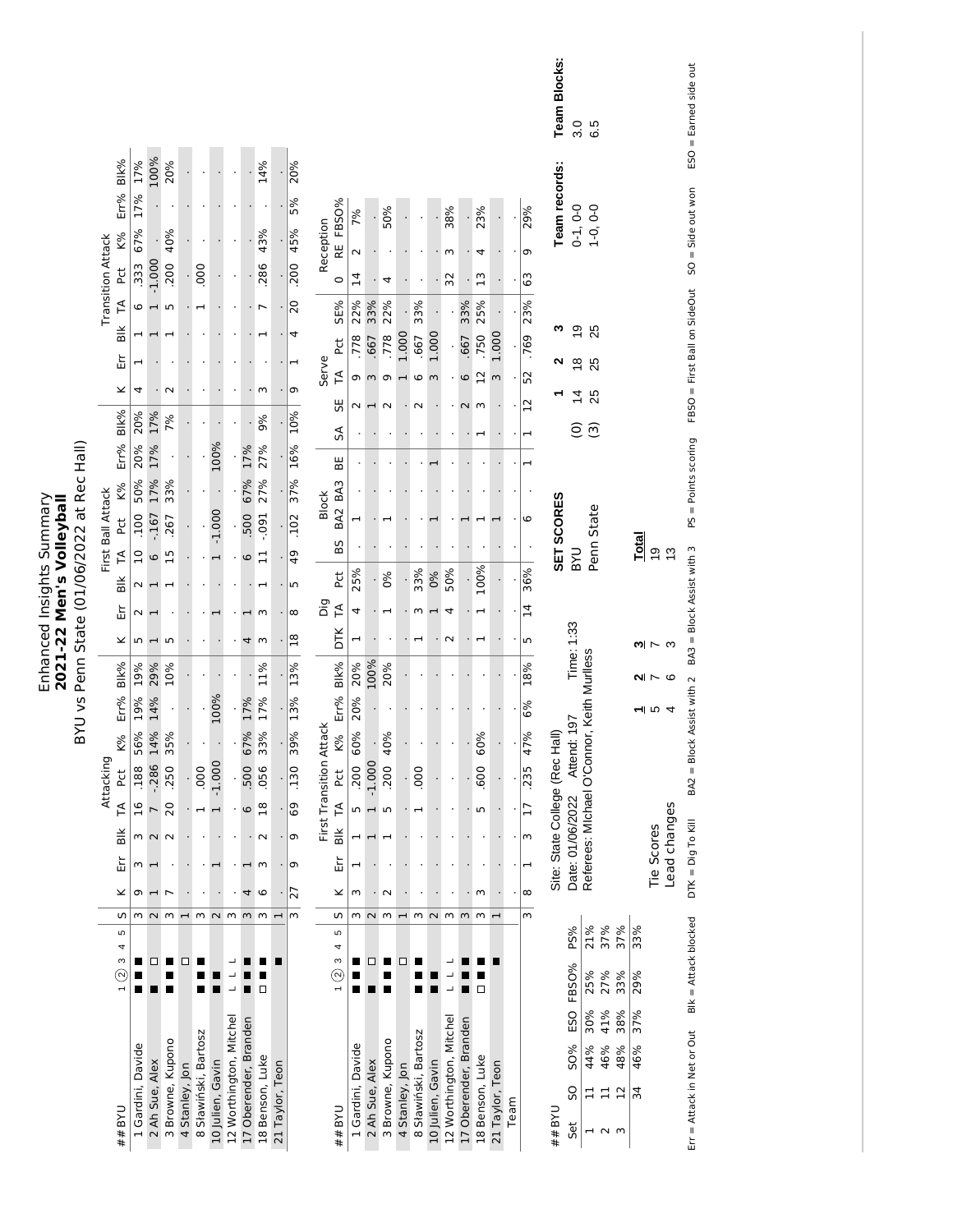# Enhanced Insights Summary
## 2021-22 Men's Volleyball
### BYU vs Penn State (01/06/2022 at Rec Hall)

| ##BYU | S | Attacking | | | | | | | | First Ball Attack | | | | | | | | Transition Attack | | | | | | | |
|---|---|---|---|---|---|---|---|---|---|---|---|---|---|---|---|---|---|---|---|---|---|---|---|---|---|
| | | K | Err | Blk | TA | Pct | K% | Err% | Blk% | K | Err | Blk | TA | Pct | K% | Err% | Blk% | K | Err | Blk | TA | Pct | K% | Err% | Blk% |
| 1 Gardini, Davide | 3 | 9 | 3 | 3 | 16 | .188 | 56% | 19% | 19% | 5 | 2 | 2 | 10 | .100 | 50% | 20% | 20% | 4 | 1 | 1 | 6 | .333 | 67% | 17% | 17% |
| 2 Ah Sue, Alex | 2 | 1 | 1 | 2 | 7 | -.286 | 14% | 14% | 29% | 1 | 1 | 1 | 6 | -.167 | 17% | 17% | 17% | . | . | 1 | 1 | -1.000 | . | . | 100% |
| 3 Browne, Kupono | 3 | 7 | . | 2 | 20 | .250 | 35% | . | 10% | 5 | . | 1 | 15 | .267 | 33% | . | 7% | 2 | . | 1 | 5 | .200 | 40% | . | 20% |
| 4 Stanley, Jon | 1 | . | . | . | . | . | . | . | . | . | . | . | . | . | . | . | . | . | . | . | . | . | . | . | . |
| 8 Sławiński, Bartosz | 3 | . | . | . | 1 | .000 | . | . | . | . | . | . | . | . | . | . | . | . | . | . | 1 | .000 | . | . | . |
| 10 Julien, Gavin | 2 | . | 1 | . | 1 | -1.000 | . | 100% | . | . | 1 | . | 1 | -1.000 | . | 100% | . | . | . | . | . | . | . | . | . |
| 12 Worthington, Mitchel | 3 | . | . | . | . | . | . | . | . | . | . | . | . | . | . | . | . | . | . | . | . | . | . | . | . |
| 17 Oberender, Branden | 3 | 4 | 1 | . | 6 | .500 | 67% | 17% | . | 4 | 1 | . | 6 | .500 | 67% | 17% | . | . | . | . | . | . | . | . | . |
| 18 Benson, Luke | 3 | 6 | 3 | 2 | 18 | .056 | 33% | 17% | 11% | 3 | 3 | 1 | 11 | -.091 | 27% | 27% | 9% | 3 | . | 1 | 7 | .286 | 43% | . | 14% |
| 21 Taylor, Teon | 1 | . | . | . | . | . | . | . | . | . | . | . | . | . | . | . | . | . | . | . | . | . | . | . | . |
| | 3 | 27 | 9 | 9 | 69 | .130 | 39% | 13% | 13% | 18 | 8 | 5 | 49 | .102 | 37% | 16% | 10% | 9 | 1 | 4 | 20 | .200 | 45% | 5% | 20% |

| ##BYU | S | First Transition Attack | | | | | | | | Dig | | | Block | | | | Serve | | | | | Reception | | |
|---|---|---|---|---|---|---|---|---|---|---|---|---|---|---|---|---|---|---|---|---|---|---|---|---|
| | | K | Err | Blk | TA | Pct | K% | Err% | Blk% | DTK | TA | Pct | BS | BA2 | BA3 | BE | SA | SE | TA | Pct | SE% | O | RE | FBSO% |
| 1 Gardini, Davide | 3 | 3 | 1 | 1 | 5 | .200 | 60% | 20% | 20% | 1 | 4 | 25% | . | 1 | . | . | . | 2 | 9 | .778 | 22% | 14 | 2 | 7% |
| 2 Ah Sue, Alex | 2 | . | . | 1 | 1 | -1.000 | . | . | 100% | . | . | . | . | . | . | . | . | 1 | 3 | .667 | 33% | . | . | . |
| 3 Browne, Kupono | 3 | 2 | . | 1 | 5 | .200 | 40% | . | 20% | . | 1 | 0% | . | 1 | . | . | . | 2 | 9 | .778 | 22% | 4 | . | 50% |
| 4 Stanley, Jon | 1 | . | . | . | . | . | . | . | . | . | . | . | . | . | . | . | . | . | 1 | 1.000 | . | . | . | . |
| 8 Sławiński, Bartosz | 3 | . | . | . | 1 | .000 | . | . | . | 1 | 3 | 33% | . | . | . | . | . | 2 | 6 | .667 | 33% | . | . | . |
| 10 Julien, Gavin | 2 | . | . | . | . | . | . | . | . | . | 1 | 0% | . | 1 | . | 1 | . | . | 3 | 1.000 | . | . | . | . |
| 12 Worthington, Mitchel | 3 | . | . | . | . | . | . | . | . | 2 | 4 | 50% | . | . | . | . | . | . | . | . | . | 32 | 3 | 38% |
| 17 Oberender, Branden | 3 | . | . | . | . | . | . | . | . | . | . | . | . | 1 | . | . | . | 2 | 6 | .667 | 33% | . | . | . |
| 18 Benson, Luke | 3 | 3 | . | . | 5 | .600 | 60% | . | . | 1 | 1 | 100% | . | 1 | . | . | 1 | 3 | 12 | .750 | 25% | 13 | 4 | 23% |
| 21 Taylor, Teon | 1 | . | . | . | . | . | . | . | . | . | . | . | . | 1 | . | . | . | . | 3 | 1.000 | . | . | . | . |
| Team | | . | . | . | . | . | . | . | . | . | . | . | . | . | . | . | . | . | . | . | . | . | . | . |
| | 3 | 8 | 1 | 3 | 17 | .235 | 47% | 6% | 18% | 5 | 14 | 36% | . | 6 | . | 1 | 1 | 12 | 52 | .769 | 23% | 63 | 9 | 29% |

| ##BYU Set | SO | SO% | ESO | FBSO% | PS% |
|---|---|---|---|---|---|
| 1 | 11 | 44% | 30% | 25% | 21% |
| 2 | 11 | 46% | 41% | 27% | 37% |
| 3 | 12 | 48% | 38% | 33% | 37% |
| | 34 | 46% | 37% | 29% | 33% |

Site: State College (Rec Hall)
Date: 01/06/2022 Attend: 197 Time: 1:33
Referees: Michael O'Connor, Keith Murless

| | 1 | 2 | 3 | Total |
|---|---|---|---|---|
| Tie Scores | 5 | 7 | 7 | 19 |
| Lead changes | 4 | 6 | 3 | 13 |

| SET SCORES | | 1 | 2 | 3 |
|---|---|---|---|---|
| BYU | (0) | 14 | 18 | 19 |
| Penn State | (3) | 25 | 25 | 25 |

| | Team records: | Team Blocks: |
|---|---|---|
| BYU | 0-1, 0-0 | 3.0 |
| Penn State | 1-0, 0-0 | 6.5 |

Err = Attack in Net or Out  Blk = Attack blocked  DTK = Dig To Kill  BA2 = Block Assist with 2  BA3 = Block Assist with 3  PS = Points scoring  FBSO = First Ball on SideOut  SO = Side out won  ESO = Earned side out